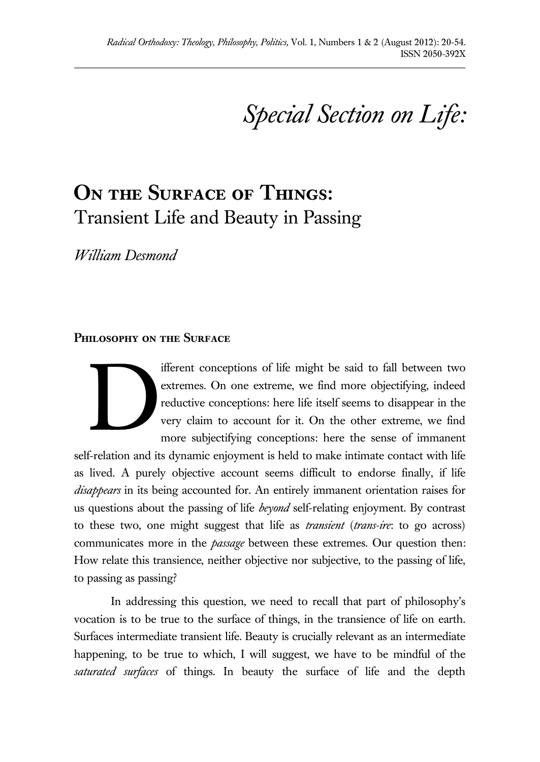# *Special Section on Life:*

## On the Surface of Things: Transient Life and Beauty in Passing

*William Desmond*

### Philosophy on the Surface

Different conceptions of life might be said to fall between two extremes. On one extreme, we find more objectifying, indeed reductive conceptions: here life itself seems to disappear in the very claim to account for it. On the other extreme, we find more subjectifying conceptions: here the sense of immanent self-relation and its dynamic enjoyment is held to make intimate contact with life as lived. A purely objective account seems difficult to endorse finally, if life *disappears* in its being accounted for. An entirely immanent orientation raises for us questions about the passing of life *beyond* self-relating enjoyment. By contrast to these two, one might suggest that life as *transient* (*trans-ire*: to go across) communicates more in the *passage* between these extremes. Our question then: How relate this transience, neither objective nor subjective, to the passing of life, to passing as passing?

In addressing this question, we need to recall that part of philosophy's vocation is to be true to the surface of things, in the transience of life on earth. Surfaces intermediate transient life. Beauty is crucially relevant as an intermediate happening, to be true to which, I will suggest, we have to be mindful of the *saturated surfaces* of things. In beauty the surface of life and the depth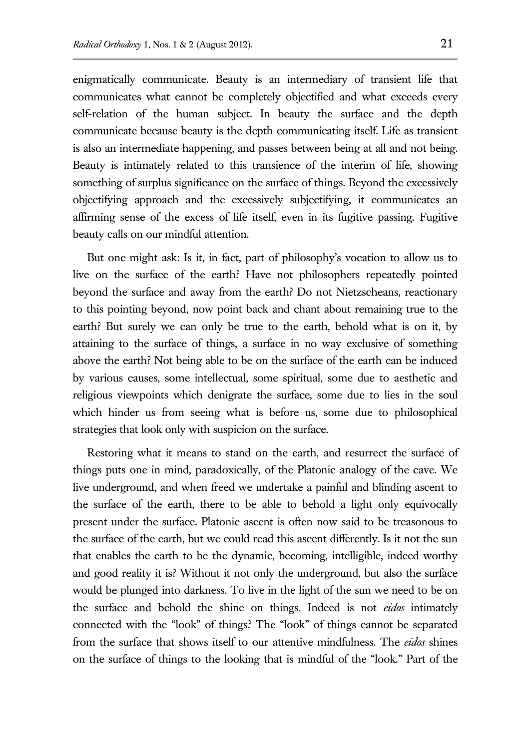enigmatically communicate. Beauty is an intermediary of transient life that communicates what cannot be completely objectified and what exceeds every self-relation of the human subject. In beauty the surface and the depth communicate because beauty is the depth communicating itself. Life as transient is also an intermediate happening, and passes between being at all and not being. Beauty is intimately related to this transience of the interim of life, showing something of surplus significance on the surface of things. Beyond the excessively objectifying approach and the excessively subjectifying, it communicates an affirming sense of the excess of life itself, even in its fugitive passing. Fugitive beauty calls on our mindful attention.

But one might ask: Is it, in fact, part of philosophy's vocation to allow us to live on the surface of the earth? Have not philosophers repeatedly pointed beyond the surface and away from the earth? Do not Nietzscheans, reactionary to this pointing beyond, now point back and chant about remaining true to the earth? But surely we can only be true to the earth, behold what is on it, by attaining to the surface of things, a surface in no way exclusive of something above the earth? Not being able to be on the surface of the earth can be induced by various causes, some intellectual, some spiritual, some due to aesthetic and religious viewpoints which denigrate the surface, some due to lies in the soul which hinder us from seeing what is before us, some due to philosophical strategies that look only with suspicion on the surface.

Restoring what it means to stand on the earth, and resurrect the surface of things puts one in mind, paradoxically, of the Platonic analogy of the cave. We live underground, and when freed we undertake a painful and blinding ascent to the surface of the earth, there to be able to behold a light only equivocally present under the surface. Platonic ascent is often now said to be treasonous to the surface of the earth, but we could read this ascent differently. Is it not the sun that enables the earth to be the dynamic, becoming, intelligible, indeed worthy and good reality it is? Without it not only the underground, but also the surface would be plunged into darkness. To live in the light of the sun we need to be on the surface and behold the shine on things. Indeed is not *eidos* intimately connected with the "look" of things? The "look" of things cannot be separated from the surface that shows itself to our attentive mindfulness. The *eidos* shines on the surface of things to the looking that is mindful of the "look." Part of the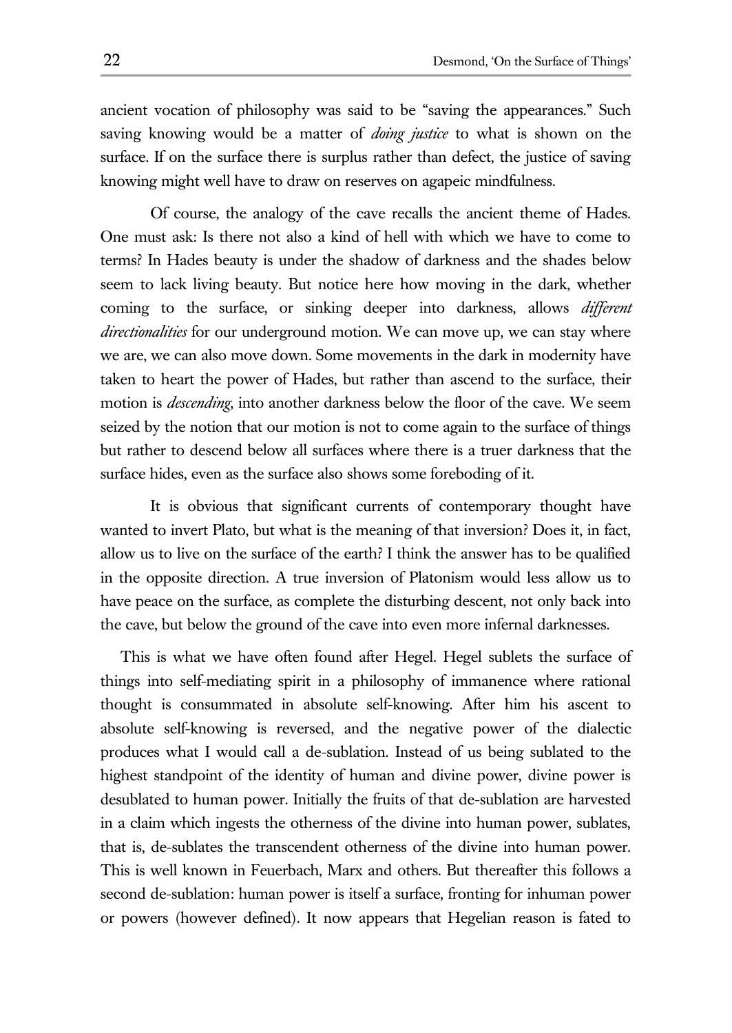ancient vocation of philosophy was said to be "saving the appearances." Such saving knowing would be a matter of *doing justice* to what is shown on the surface. If on the surface there is surplus rather than defect, the justice of saving knowing might well have to draw on reserves on agapeic mindfulness.

Of course, the analogy of the cave recalls the ancient theme of Hades. One must ask: Is there not also a kind of hell with which we have to come to terms? In Hades beauty is under the shadow of darkness and the shades below seem to lack living beauty. But notice here how moving in the dark, whether coming to the surface, or sinking deeper into darkness, allows *different directionalities* for our underground motion. We can move up, we can stay where we are, we can also move down. Some movements in the dark in modernity have taken to heart the power of Hades, but rather than ascend to the surface, their motion is *descending*, into another darkness below the floor of the cave. We seem seized by the notion that our motion is not to come again to the surface of things but rather to descend below all surfaces where there is a truer darkness that the surface hides, even as the surface also shows some foreboding of it.

It is obvious that significant currents of contemporary thought have wanted to invert Plato, but what is the meaning of that inversion? Does it, in fact, allow us to live on the surface of the earth? I think the answer has to be qualified in the opposite direction. A true inversion of Platonism would less allow us to have peace on the surface, as complete the disturbing descent, not only back into the cave, but below the ground of the cave into even more infernal darknesses.

This is what we have often found after Hegel. Hegel sublets the surface of things into self-mediating spirit in a philosophy of immanence where rational thought is consummated in absolute self-knowing. After him his ascent to absolute self-knowing is reversed, and the negative power of the dialectic produces what I would call a de-sublation. Instead of us being sublated to the highest standpoint of the identity of human and divine power, divine power is desublated to human power. Initially the fruits of that de-sublation are harvested in a claim which ingests the otherness of the divine into human power, sublates, that is, de-sublates the transcendent otherness of the divine into human power. This is well known in Feuerbach, Marx and others. But thereafter this follows a second de-sublation: human power is itself a surface, fronting for inhuman power or powers (however defined). It now appears that Hegelian reason is fated to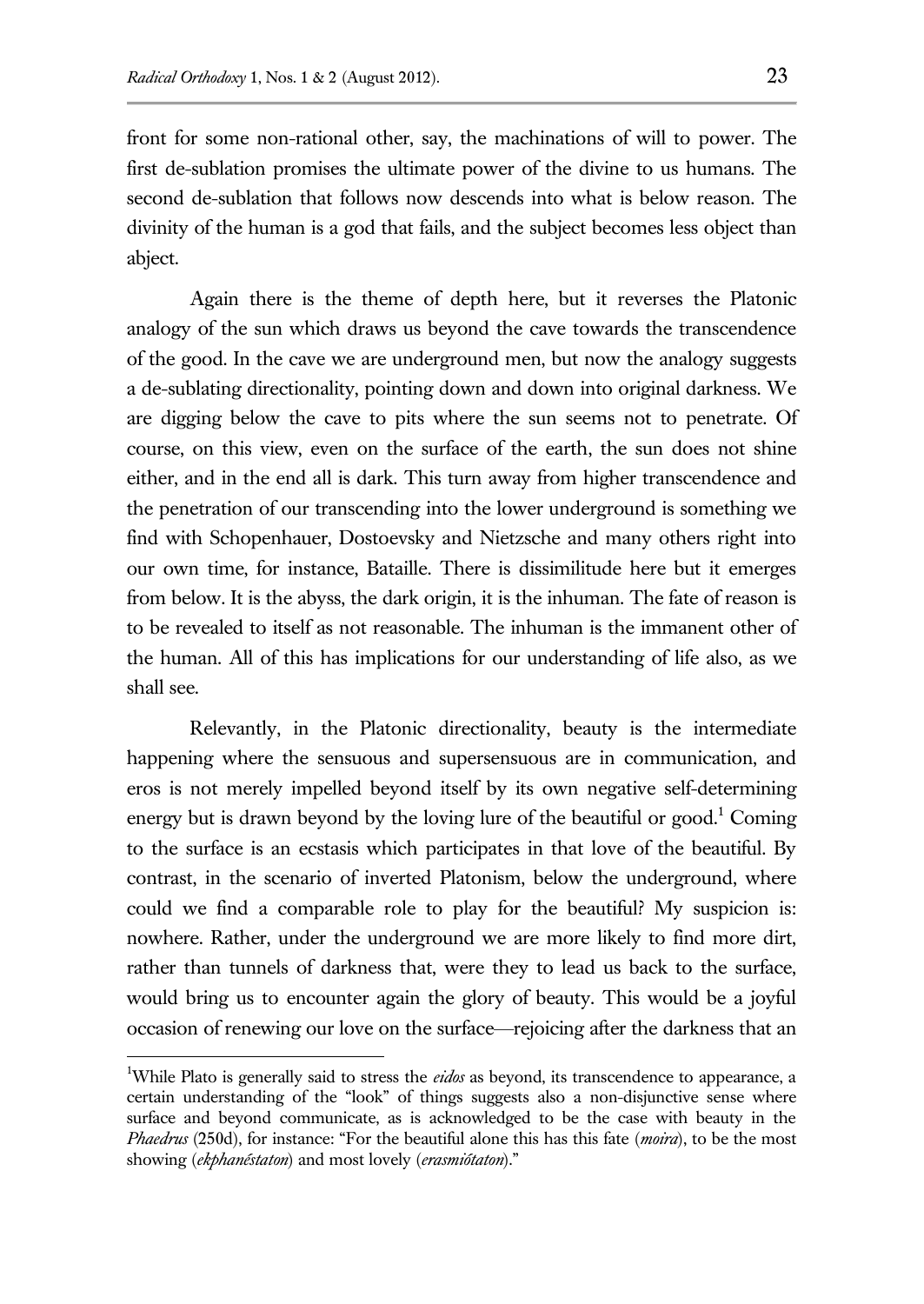front for some non-rational other, say, the machinations of will to power. The first de-sublation promises the ultimate power of the divine to us humans. The second de-sublation that follows now descends into what is below reason. The divinity of the human is a god that fails, and the subject becomes less object than abject.

Again there is the theme of depth here, but it reverses the Platonic analogy of the sun which draws us beyond the cave towards the transcendence of the good. In the cave we are underground men, but now the analogy suggests a de-sublating directionality, pointing down and down into original darkness. We are digging below the cave to pits where the sun seems not to penetrate. Of course, on this view, even on the surface of the earth, the sun does not shine either, and in the end all is dark. This turn away from higher transcendence and the penetration of our transcending into the lower underground is something we find with Schopenhauer, Dostoevsky and Nietzsche and many others right into our own time, for instance, Bataille. There is dissimilitude here but it emerges from below. It is the abyss, the dark origin, it is the inhuman. The fate of reason is to be revealed to itself as not reasonable. The inhuman is the immanent other of the human. All of this has implications for our understanding of life also, as we shall see.

Relevantly, in the Platonic directionality, beauty is the intermediate happening where the sensuous and supersensuous are in communication, and eros is not merely impelled beyond itself by its own negative self-determining energy but is drawn beyond by the loving lure of the beautiful or good.[1] Coming to the surface is an ecstasis which participates in that love of the beautiful. By contrast, in the scenario of inverted Platonism, below the underground, where could we find a comparable role to play for the beautiful? My suspicion is: nowhere. Rather, under the underground we are more likely to find more dirt, rather than tunnels of darkness that, were they to lead us back to the surface, would bring us to encounter again the glory of beauty. This would be a joyful occasion of renewing our love on the surface—rejoicing after the darkness that an

---

[1]While Plato is generally said to stress the *eidos* as beyond, its transcendence to appearance, a certain understanding of the "look" of things suggests also a non-disjunctive sense where surface and beyond communicate, as is acknowledged to be the case with beauty in the *Phaedrus* (250d), for instance: "For the beautiful alone this has this fate (*moira*), to be the most showing (*ekphanéstaton*) and most lovely (*erasmiótaton*)."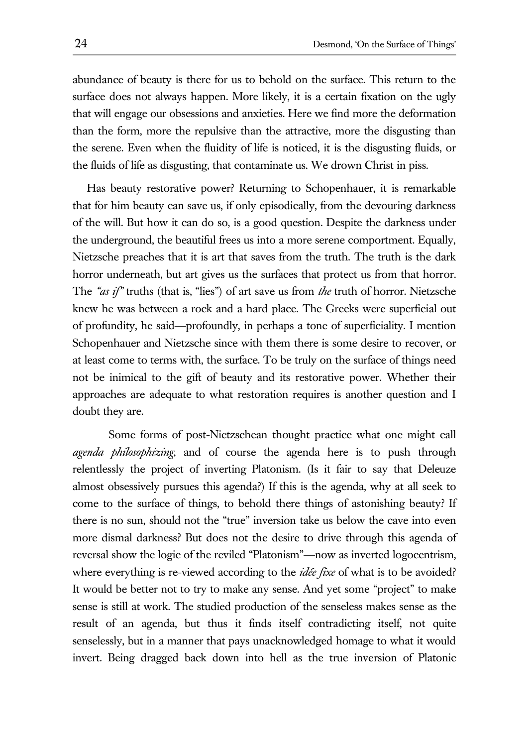abundance of beauty is there for us to behold on the surface. This return to the surface does not always happen. More likely, it is a certain fixation on the ugly that will engage our obsessions and anxieties. Here we find more the deformation than the form, more the repulsive than the attractive, more the disgusting than the serene. Even when the fluidity of life is noticed, it is the disgusting fluids, or the fluids of life as disgusting, that contaminate us. We drown Christ in piss.

Has beauty restorative power? Returning to Schopenhauer, it is remarkable that for him beauty can save us, if only episodically, from the devouring darkness of the will. But how it can do so, is a good question. Despite the darkness under the underground, the beautiful frees us into a more serene comportment. Equally, Nietzsche preaches that it is art that saves from the truth. The truth is the dark horror underneath, but art gives us the surfaces that protect us from that horror. The *"as if"* truths (that is, "lies") of art save us from *the* truth of horror. Nietzsche knew he was between a rock and a hard place. The Greeks were superficial out of profundity, he said—profoundly, in perhaps a tone of superficiality. I mention Schopenhauer and Nietzsche since with them there is some desire to recover, or at least come to terms with, the surface. To be truly on the surface of things need not be inimical to the gift of beauty and its restorative power. Whether their approaches are adequate to what restoration requires is another question and I doubt they are.

Some forms of post-Nietzschean thought practice what one might call *agenda philosophizing*, and of course the agenda here is to push through relentlessly the project of inverting Platonism. (Is it fair to say that Deleuze almost obsessively pursues this agenda?) If this is the agenda, why at all seek to come to the surface of things, to behold there things of astonishing beauty? If there is no sun, should not the "true" inversion take us below the cave into even more dismal darkness? But does not the desire to drive through this agenda of reversal show the logic of the reviled "Platonism"—now as inverted logocentrism, where everything is re-viewed according to the *idée fixe* of what is to be avoided? It would be better not to try to make any sense. And yet some "project" to make sense is still at work. The studied production of the senseless makes sense as the result of an agenda, but thus it finds itself contradicting itself, not quite senselessly, but in a manner that pays unacknowledged homage to what it would invert. Being dragged back down into hell as the true inversion of Platonic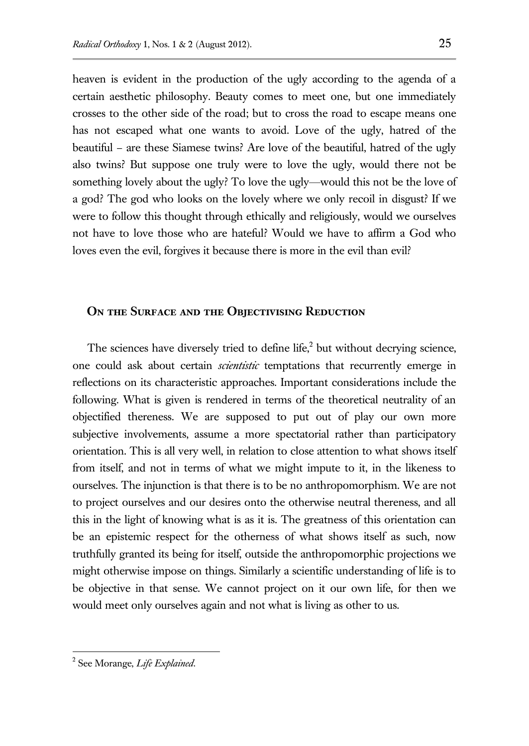heaven is evident in the production of the ugly according to the agenda of a certain aesthetic philosophy. Beauty comes to meet one, but one immediately crosses to the other side of the road; but to cross the road to escape means one has not escaped what one wants to avoid. Love of the ugly, hatred of the beautiful – are these Siamese twins? Are love of the beautiful, hatred of the ugly also twins? But suppose one truly were to love the ugly, would there not be something lovely about the ugly? To love the ugly—would this not be the love of a god? The god who looks on the lovely where we only recoil in disgust? If we were to follow this thought through ethically and religiously, would we ourselves not have to love those who are hateful? Would we have to affirm a God who loves even the evil, forgives it because there is more in the evil than evil?

## On the Surface and the Objectivising Reduction

The sciences have diversely tried to define life,[2] but without decrying science, one could ask about certain *scientistic* temptations that recurrently emerge in reflections on its characteristic approaches. Important considerations include the following. What is given is rendered in terms of the theoretical neutrality of an objectified thereness. We are supposed to put out of play our own more subjective involvements, assume a more spectatorial rather than participatory orientation. This is all very well, in relation to close attention to what shows itself from itself, and not in terms of what we might impute to it, in the likeness to ourselves. The injunction is that there is to be no anthropomorphism. We are not to project ourselves and our desires onto the otherwise neutral thereness, and all this in the light of knowing what is as it is. The greatness of this orientation can be an epistemic respect for the otherness of what shows itself as such, now truthfully granted its being for itself, outside the anthropomorphic projections we might otherwise impose on things. Similarly a scientific understanding of life is to be objective in that sense. We cannot project on it our own life, for then we would meet only ourselves again and not what is living as other to us.

---

[2] See Morange, *Life Explained*.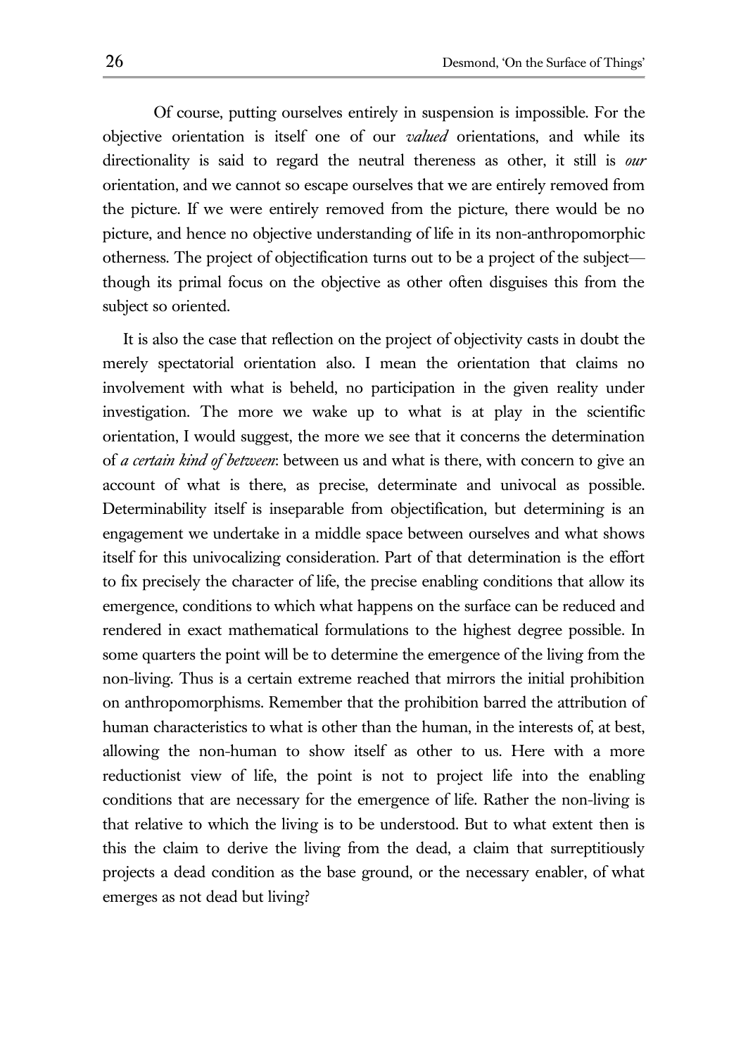Of course, putting ourselves entirely in suspension is impossible. For the objective orientation is itself one of our *valued* orientations, and while its directionality is said to regard the neutral thereness as other, it still is *our* orientation, and we cannot so escape ourselves that we are entirely removed from the picture. If we were entirely removed from the picture, there would be no picture, and hence no objective understanding of life in its non-anthropomorphic otherness. The project of objectification turns out to be a project of the subject—though its primal focus on the objective as other often disguises this from the subject so oriented.

It is also the case that reflection on the project of objectivity casts in doubt the merely spectatorial orientation also. I mean the orientation that claims no involvement with what is beheld, no participation in the given reality under investigation. The more we wake up to what is at play in the scientific orientation, I would suggest, the more we see that it concerns the determination of *a certain kind of between*: between us and what is there, with concern to give an account of what is there, as precise, determinate and univocal as possible. Determinability itself is inseparable from objectification, but determining is an engagement we undertake in a middle space between ourselves and what shows itself for this univocalizing consideration. Part of that determination is the effort to fix precisely the character of life, the precise enabling conditions that allow its emergence, conditions to which what happens on the surface can be reduced and rendered in exact mathematical formulations to the highest degree possible. In some quarters the point will be to determine the emergence of the living from the non-living. Thus is a certain extreme reached that mirrors the initial prohibition on anthropomorphisms. Remember that the prohibition barred the attribution of human characteristics to what is other than the human, in the interests of, at best, allowing the non-human to show itself as other to us. Here with a more reductionist view of life, the point is not to project life into the enabling conditions that are necessary for the emergence of life. Rather the non-living is that relative to which the living is to be understood. But to what extent then is this the claim to derive the living from the dead, a claim that surreptitiously projects a dead condition as the base ground, or the necessary enabler, of what emerges as not dead but living?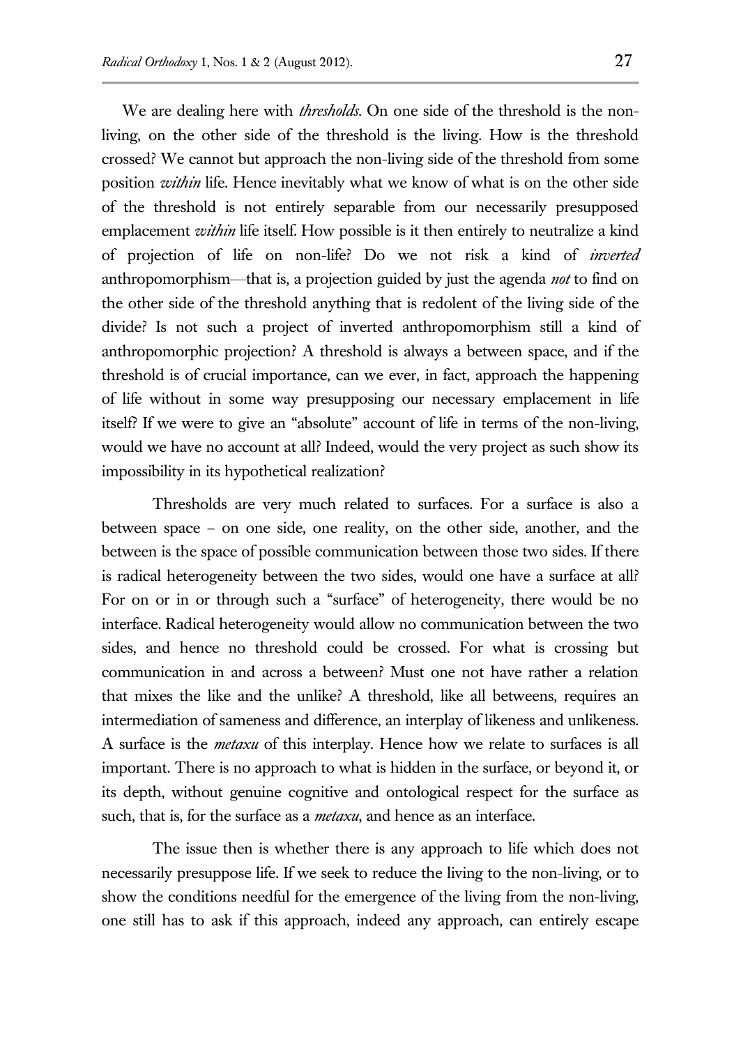We are dealing here with *thresholds*. On one side of the threshold is the non-living, on the other side of the threshold is the living. How is the threshold crossed? We cannot but approach the non-living side of the threshold from some position *within* life. Hence inevitably what we know of what is on the other side of the threshold is not entirely separable from our necessarily presupposed emplacement *within* life itself. How possible is it then entirely to neutralize a kind of projection of life on non-life? Do we not risk a kind of *inverted* anthropomorphism—that is, a projection guided by just the agenda *not* to find on the other side of the threshold anything that is redolent of the living side of the divide? Is not such a project of inverted anthropomorphism still a kind of anthropomorphic projection? A threshold is always a between space, and if the threshold is of crucial importance, can we ever, in fact, approach the happening of life without in some way presupposing our necessary emplacement in life itself? If we were to give an "absolute" account of life in terms of the non-living, would we have no account at all? Indeed, would the very project as such show its impossibility in its hypothetical realization?

Thresholds are very much related to surfaces. For a surface is also a between space – on one side, one reality, on the other side, another, and the between is the space of possible communication between those two sides. If there is radical heterogeneity between the two sides, would one have a surface at all? For on or in or through such a "surface" of heterogeneity, there would be no interface. Radical heterogeneity would allow no communication between the two sides, and hence no threshold could be crossed. For what is crossing but communication in and across a between? Must one not have rather a relation that mixes the like and the unlike? A threshold, like all betweens, requires an intermediation of sameness and difference, an interplay of likeness and unlikeness. A surface is the *metaxu* of this interplay. Hence how we relate to surfaces is all important. There is no approach to what is hidden in the surface, or beyond it, or its depth, without genuine cognitive and ontological respect for the surface as such, that is, for the surface as a *metaxu*, and hence as an interface.

The issue then is whether there is any approach to life which does not necessarily presuppose life. If we seek to reduce the living to the non-living, or to show the conditions needful for the emergence of the living from the non-living, one still has to ask if this approach, indeed any approach, can entirely escape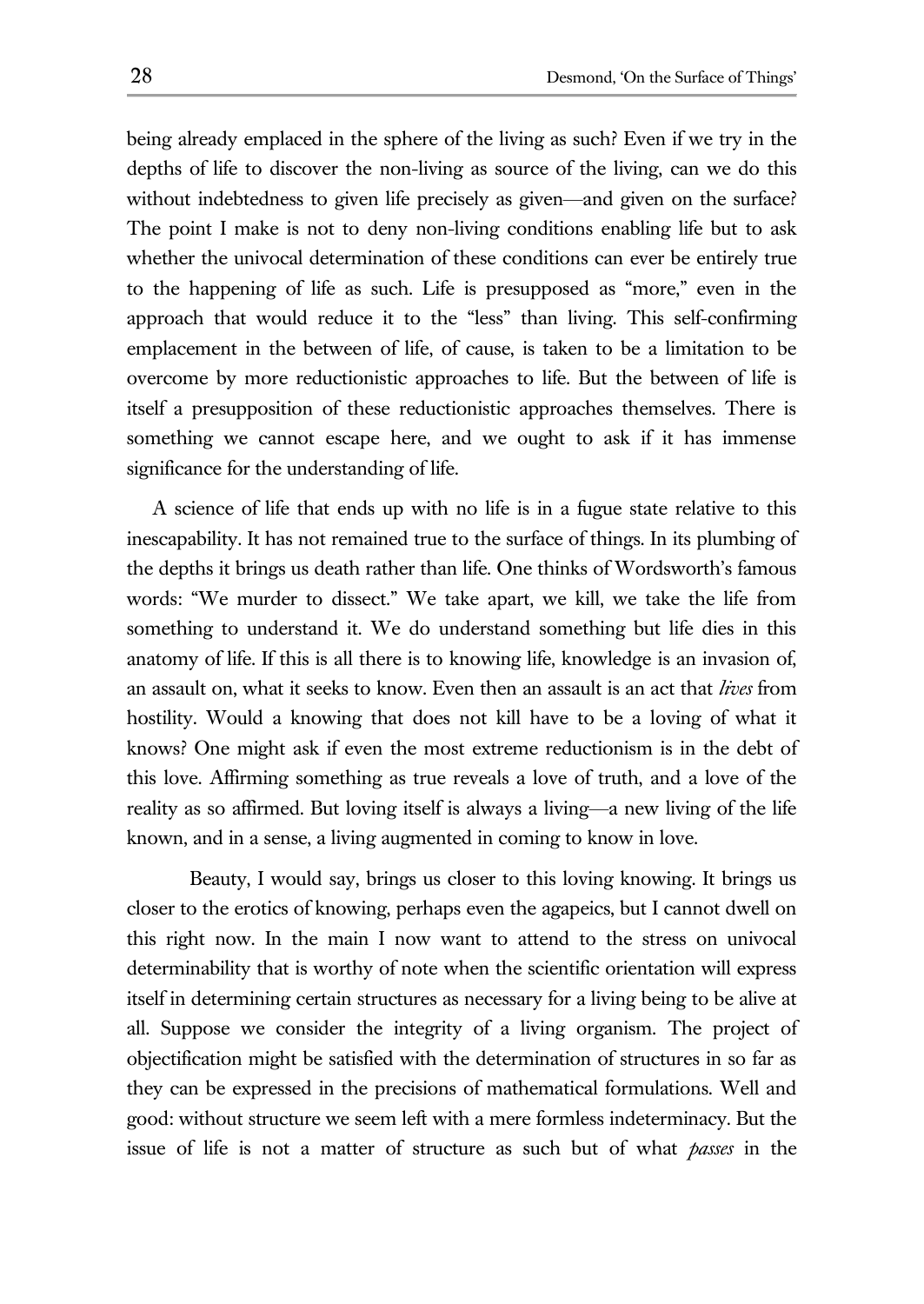being already emplaced in the sphere of the living as such? Even if we try in the depths of life to discover the non-living as source of the living, can we do this without indebtedness to given life precisely as given—and given on the surface? The point I make is not to deny non-living conditions enabling life but to ask whether the univocal determination of these conditions can ever be entirely true to the happening of life as such. Life is presupposed as "more," even in the approach that would reduce it to the "less" than living. This self-confirming emplacement in the between of life, of cause, is taken to be a limitation to be overcome by more reductionistic approaches to life. But the between of life is itself a presupposition of these reductionistic approaches themselves. There is something we cannot escape here, and we ought to ask if it has immense significance for the understanding of life.

A science of life that ends up with no life is in a fugue state relative to this inescapability. It has not remained true to the surface of things. In its plumbing of the depths it brings us death rather than life. One thinks of Wordsworth's famous words: "We murder to dissect." We take apart, we kill, we take the life from something to understand it. We do understand something but life dies in this anatomy of life. If this is all there is to knowing life, knowledge is an invasion of, an assault on, what it seeks to know. Even then an assault is an act that *lives* from hostility. Would a knowing that does not kill have to be a loving of what it knows? One might ask if even the most extreme reductionism is in the debt of this love. Affirming something as true reveals a love of truth, and a love of the reality as so affirmed. But loving itself is always a living—a new living of the life known, and in a sense, a living augmented in coming to know in love.

Beauty, I would say, brings us closer to this loving knowing. It brings us closer to the erotics of knowing, perhaps even the agapeics, but I cannot dwell on this right now. In the main I now want to attend to the stress on univocal determinability that is worthy of note when the scientific orientation will express itself in determining certain structures as necessary for a living being to be alive at all. Suppose we consider the integrity of a living organism. The project of objectification might be satisfied with the determination of structures in so far as they can be expressed in the precisions of mathematical formulations. Well and good: without structure we seem left with a mere formless indeterminacy. But the issue of life is not a matter of structure as such but of what *passes* in the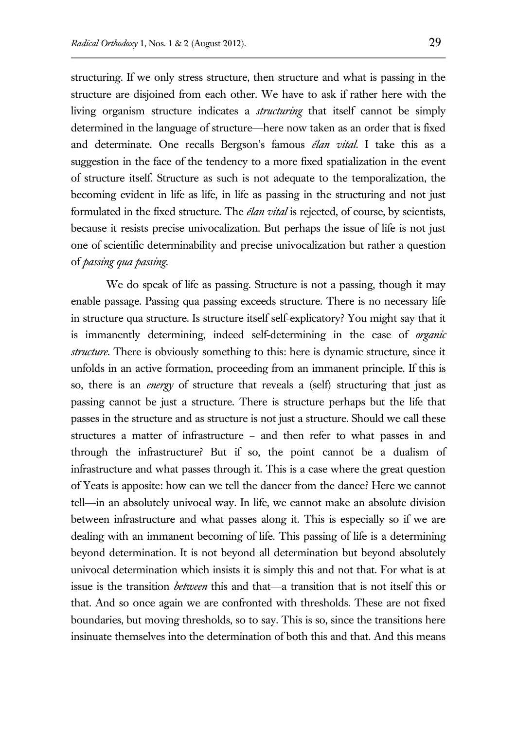structuring. If we only stress structure, then structure and what is passing in the structure are disjoined from each other. We have to ask if rather here with the living organism structure indicates a *structuring* that itself cannot be simply determined in the language of structure—here now taken as an order that is fixed and determinate. One recalls Bergson's famous *élan vital*. I take this as a suggestion in the face of the tendency to a more fixed spatialization in the event of structure itself. Structure as such is not adequate to the temporalization, the becoming evident in life as life, in life as passing in the structuring and not just formulated in the fixed structure. The *élan vital* is rejected, of course, by scientists, because it resists precise univocalization. But perhaps the issue of life is not just one of scientific determinability and precise univocalization but rather a question of *passing qua passing*.

We do speak of life as passing. Structure is not a passing, though it may enable passage. Passing qua passing exceeds structure. There is no necessary life in structure qua structure. Is structure itself self-explicatory? You might say that it is immanently determining, indeed self-determining in the case of *organic structure*. There is obviously something to this: here is dynamic structure, since it unfolds in an active formation, proceeding from an immanent principle. If this is so, there is an *energy* of structure that reveals a (self) structuring that just as passing cannot be just a structure. There is structure perhaps but the life that passes in the structure and as structure is not just a structure. Should we call these structures a matter of infrastructure – and then refer to what passes in and through the infrastructure? But if so, the point cannot be a dualism of infrastructure and what passes through it. This is a case where the great question of Yeats is apposite: how can we tell the dancer from the dance? Here we cannot tell—in an absolutely univocal way. In life, we cannot make an absolute division between infrastructure and what passes along it. This is especially so if we are dealing with an immanent becoming of life. This passing of life is a determining beyond determination. It is not beyond all determination but beyond absolutely univocal determination which insists it is simply this and not that. For what is at issue is the transition *between* this and that—a transition that is not itself this or that. And so once again we are confronted with thresholds. These are not fixed boundaries, but moving thresholds, so to say. This is so, since the transitions here insinuate themselves into the determination of both this and that. And this means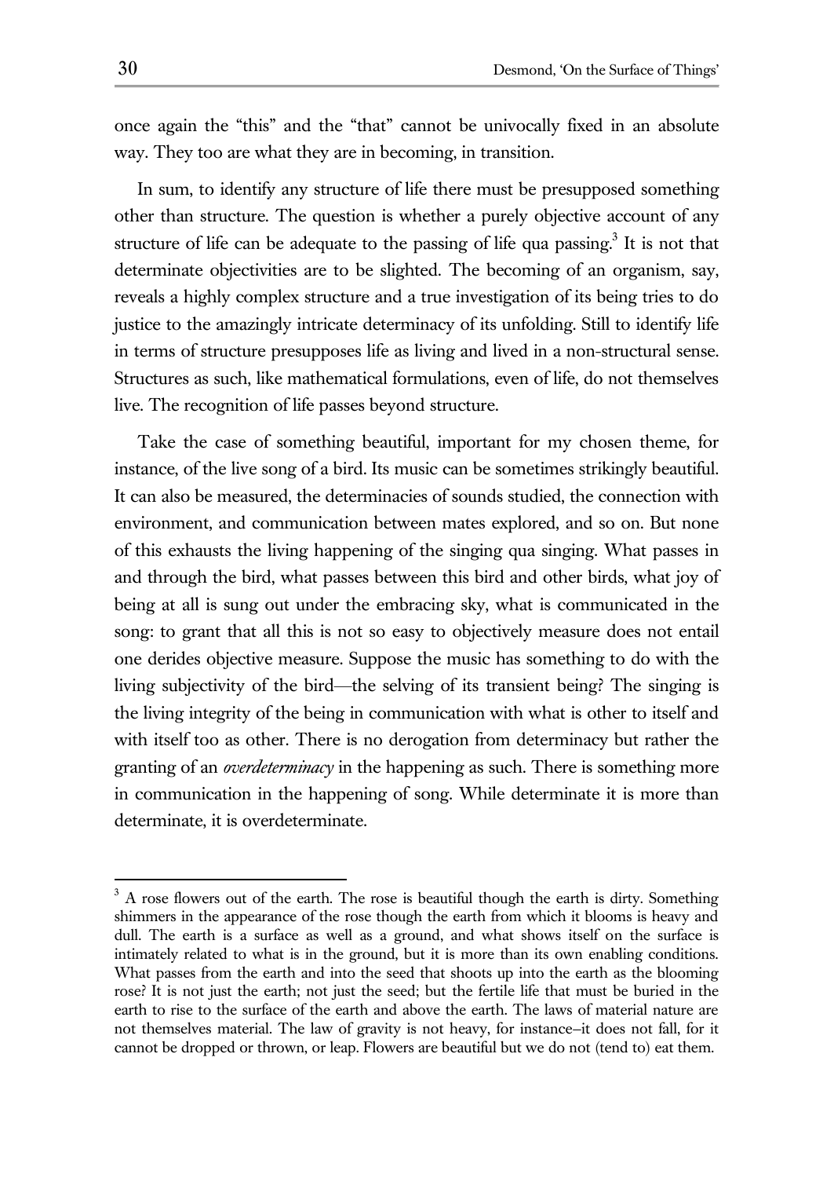once again the "this" and the "that" cannot be univocally fixed in an absolute way. They too are what they are in becoming, in transition.

In sum, to identify any structure of life there must be presupposed something other than structure. The question is whether a purely objective account of any structure of life can be adequate to the passing of life qua passing.[3] It is not that determinate objectivities are to be slighted. The becoming of an organism, say, reveals a highly complex structure and a true investigation of its being tries to do justice to the amazingly intricate determinacy of its unfolding. Still to identify life in terms of structure presupposes life as living and lived in a non-structural sense. Structures as such, like mathematical formulations, even of life, do not themselves live. The recognition of life passes beyond structure.

Take the case of something beautiful, important for my chosen theme, for instance, of the live song of a bird. Its music can be sometimes strikingly beautiful. It can also be measured, the determinacies of sounds studied, the connection with environment, and communication between mates explored, and so on. But none of this exhausts the living happening of the singing qua singing. What passes in and through the bird, what passes between this bird and other birds, what joy of being at all is sung out under the embracing sky, what is communicated in the song: to grant that all this is not so easy to objectively measure does not entail one derides objective measure. Suppose the music has something to do with the living subjectivity of the bird—the selving of its transient being? The singing is the living integrity of the being in communication with what is other to itself and with itself too as other. There is no derogation from determinacy but rather the granting of an *overdeterminacy* in the happening as such. There is something more in communication in the happening of song. While determinate it is more than determinate, it is overdeterminate.

---

[3] A rose flowers out of the earth. The rose is beautiful though the earth is dirty. Something shimmers in the appearance of the rose though the earth from which it blooms is heavy and dull. The earth is a surface as well as a ground, and what shows itself on the surface is intimately related to what is in the ground, but it is more than its own enabling conditions. What passes from the earth and into the seed that shoots up into the earth as the blooming rose? It is not just the earth; not just the seed; but the fertile life that must be buried in the earth to rise to the surface of the earth and above the earth. The laws of material nature are not themselves material. The law of gravity is not heavy, for instance–it does not fall, for it cannot be dropped or thrown, or leap. Flowers are beautiful but we do not (tend to) eat them.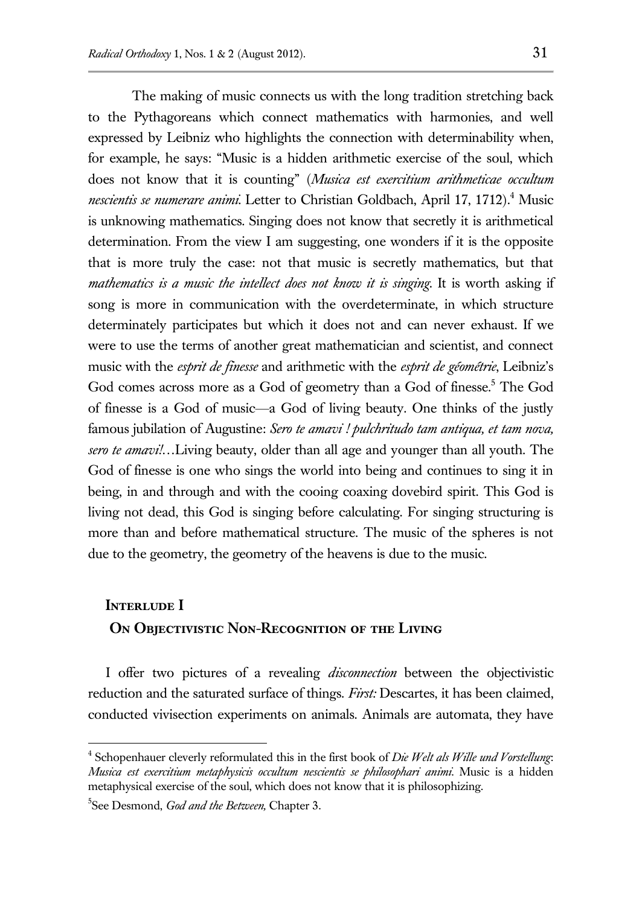The making of music connects us with the long tradition stretching back to the Pythagoreans which connect mathematics with harmonies, and well expressed by Leibniz who highlights the connection with determinability when, for example, he says: "Music is a hidden arithmetic exercise of the soul, which does not know that it is counting" (*Musica est exercitium arithmeticae occultum nescientis se numerare animi*. Letter to Christian Goldbach, April 17, 1712).[4] Music is unknowing mathematics. Singing does not know that secretly it is arithmetical determination. From the view I am suggesting, one wonders if it is the opposite that is more truly the case: not that music is secretly mathematics, but that *mathematics is a music the intellect does not know it is singing*. It is worth asking if song is more in communication with the overdeterminate, in which structure determinately participates but which it does not and can never exhaust. If we were to use the terms of another great mathematician and scientist, and connect music with the *esprit de finesse* and arithmetic with the *esprit de géométrie*, Leibniz's God comes across more as a God of geometry than a God of finesse.[5] The God of finesse is a God of music—a God of living beauty. One thinks of the justly famous jubilation of Augustine: *Sero te amavi ! pulchritudo tam antiqua, et tam nova, sero te amavi!*…Living beauty, older than all age and younger than all youth. The God of finesse is one who sings the world into being and continues to sing it in being, in and through and with the cooing coaxing dovebird spirit. This God is living not dead, this God is singing before calculating. For singing structuring is more than and before mathematical structure. The music of the spheres is not due to the geometry, the geometry of the heavens is due to the music.

## Interlude I
## On Objectivistic Non-Recognition of the Living

I offer two pictures of a revealing *disconnection* between the objectivistic reduction and the saturated surface of things. *First:* Descartes, it has been claimed, conducted vivisection experiments on animals. Animals are automata, they have

---

[4] Schopenhauer cleverly reformulated this in the first book of *Die Welt als Wille und Vorstellung*: *Musica est exercitium metaphysicis occultum nescientis se philosophari animi*. Music is a hidden metaphysical exercise of the soul, which does not know that it is philosophizing.

[5] See Desmond, *God and the Between,* Chapter 3.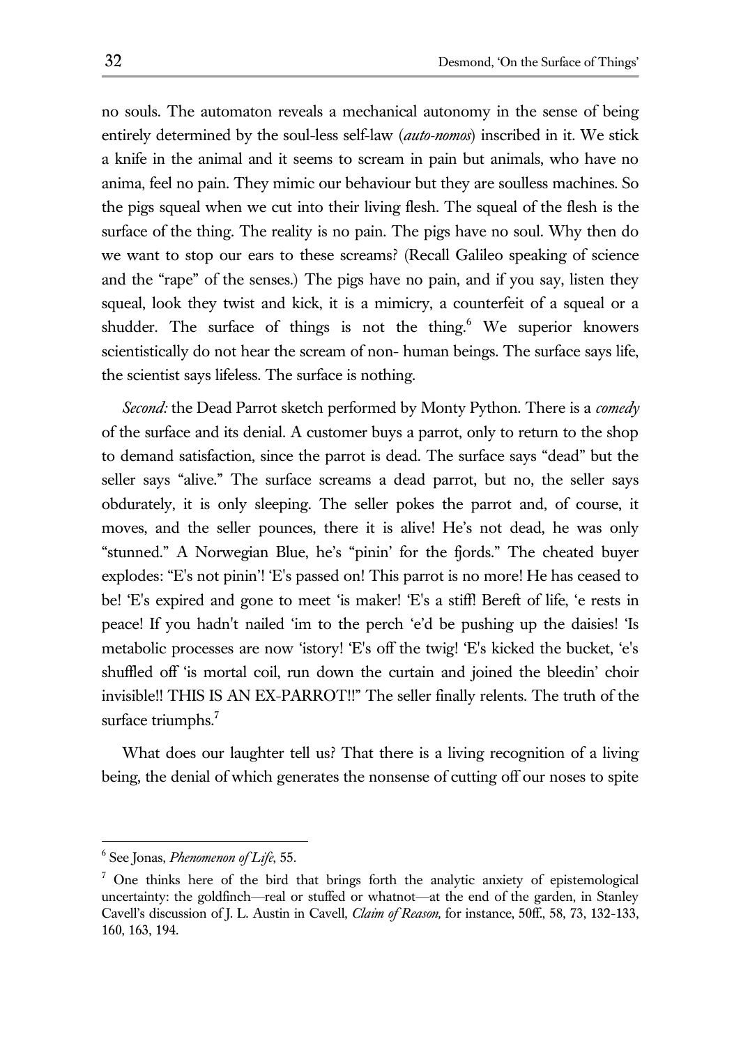no souls. The automaton reveals a mechanical autonomy in the sense of being entirely determined by the soul-less self-law (*auto-nomos*) inscribed in it. We stick a knife in the animal and it seems to scream in pain but animals, who have no anima, feel no pain. They mimic our behaviour but they are soulless machines. So the pigs squeal when we cut into their living flesh. The squeal of the flesh is the surface of the thing. The reality is no pain. The pigs have no soul. Why then do we want to stop our ears to these screams? (Recall Galileo speaking of science and the "rape" of the senses.) The pigs have no pain, and if you say, listen they squeal, look they twist and kick, it is a mimicry, a counterfeit of a squeal or a shudder. The surface of things is not the thing.[6] We superior knowers scientistically do not hear the scream of non- human beings. The surface says life, the scientist says lifeless. The surface is nothing.

*Second:* the Dead Parrot sketch performed by Monty Python. There is a *comedy* of the surface and its denial. A customer buys a parrot, only to return to the shop to demand satisfaction, since the parrot is dead. The surface says "dead" but the seller says "alive." The surface screams a dead parrot, but no, the seller says obdurately, it is only sleeping. The seller pokes the parrot and, of course, it moves, and the seller pounces, there it is alive! He's not dead, he was only "stunned." A Norwegian Blue, he's "pinin' for the fjords." The cheated buyer explodes: "E's not pinin'! 'E's passed on! This parrot is no more! He has ceased to be! 'E's expired and gone to meet 'is maker! 'E's a stiff! Bereft of life, 'e rests in peace! If you hadn't nailed 'im to the perch 'e'd be pushing up the daisies! 'Is metabolic processes are now 'istory! 'E's off the twig! 'E's kicked the bucket, 'e's shuffled off 'is mortal coil, run down the curtain and joined the bleedin' choir invisible!! THIS IS AN EX-PARROT!!" The seller finally relents. The truth of the surface triumphs.[7]

What does our laughter tell us? That there is a living recognition of a living being, the denial of which generates the nonsense of cutting off our noses to spite

---

[6] See Jonas, *Phenomenon of Life*, 55.

[7] One thinks here of the bird that brings forth the analytic anxiety of epistemological uncertainty: the goldfinch—real or stuffed or whatnot—at the end of the garden, in Stanley Cavell's discussion of J. L. Austin in Cavell, *Claim of Reason,* for instance, 50ff., 58, 73, 132-133, 160, 163, 194.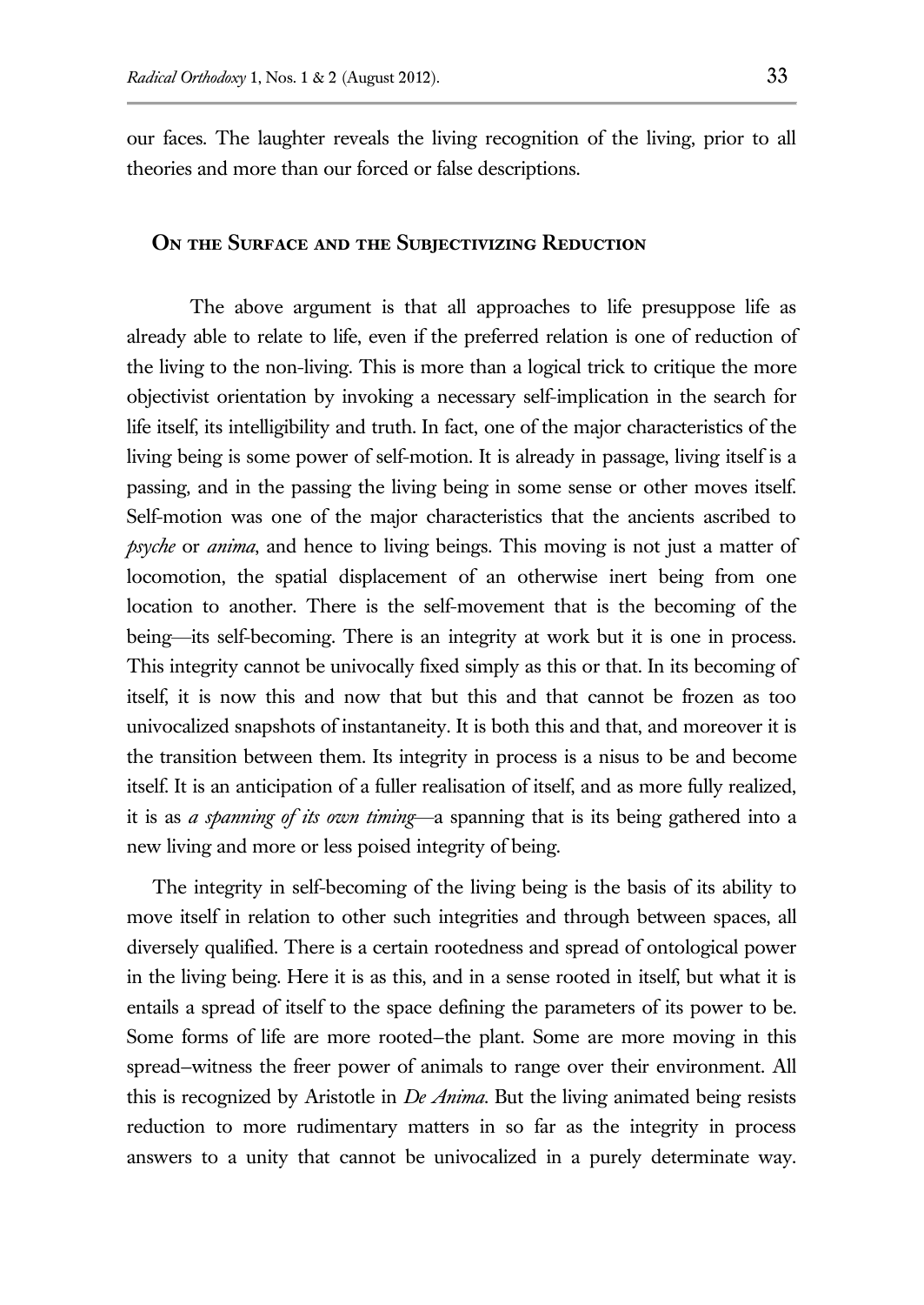our faces. The laughter reveals the living recognition of the living, prior to all theories and more than our forced or false descriptions.

## On the Surface and the Subjectivizing Reduction

The above argument is that all approaches to life presuppose life as already able to relate to life, even if the preferred relation is one of reduction of the living to the non-living. This is more than a logical trick to critique the more objectivist orientation by invoking a necessary self-implication in the search for life itself, its intelligibility and truth. In fact, one of the major characteristics of the living being is some power of self-motion. It is already in passage, living itself is a passing, and in the passing the living being in some sense or other moves itself. Self-motion was one of the major characteristics that the ancients ascribed to *psyche* or *anima*, and hence to living beings. This moving is not just a matter of locomotion, the spatial displacement of an otherwise inert being from one location to another. There is the self-movement that is the becoming of the being—its self-becoming. There is an integrity at work but it is one in process. This integrity cannot be univocally fixed simply as this or that. In its becoming of itself, it is now this and now that but this and that cannot be frozen as too univocalized snapshots of instantaneity. It is both this and that, and moreover it is the transition between them. Its integrity in process is a nisus to be and become itself. It is an anticipation of a fuller realisation of itself, and as more fully realized, it is as *a spanning of its own timing*—a spanning that is its being gathered into a new living and more or less poised integrity of being.

The integrity in self-becoming of the living being is the basis of its ability to move itself in relation to other such integrities and through between spaces, all diversely qualified. There is a certain rootedness and spread of ontological power in the living being. Here it is as this, and in a sense rooted in itself, but what it is entails a spread of itself to the space defining the parameters of its power to be. Some forms of life are more rooted–the plant. Some are more moving in this spread–witness the freer power of animals to range over their environment. All this is recognized by Aristotle in *De Anima*. But the living animated being resists reduction to more rudimentary matters in so far as the integrity in process answers to a unity that cannot be univocalized in a purely determinate way.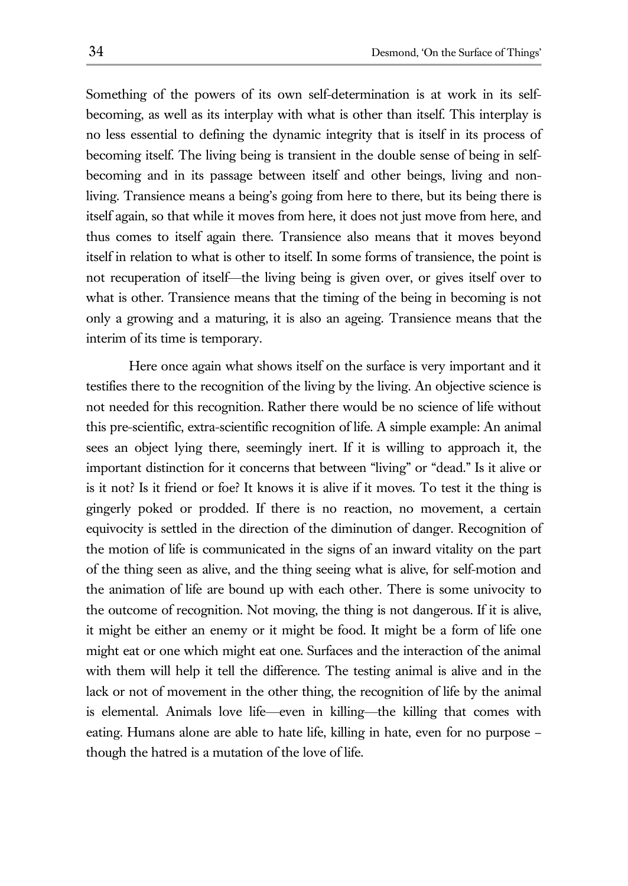Something of the powers of its own self-determination is at work in its self-becoming, as well as its interplay with what is other than itself. This interplay is no less essential to defining the dynamic integrity that is itself in its process of becoming itself. The living being is transient in the double sense of being in self-becoming and in its passage between itself and other beings, living and non-living. Transience means a being's going from here to there, but its being there is itself again, so that while it moves from here, it does not just move from here, and thus comes to itself again there. Transience also means that it moves beyond itself in relation to what is other to itself. In some forms of transience, the point is not recuperation of itself—the living being is given over, or gives itself over to what is other. Transience means that the timing of the being in becoming is not only a growing and a maturing, it is also an ageing. Transience means that the interim of its time is temporary.

Here once again what shows itself on the surface is very important and it testifies there to the recognition of the living by the living. An objective science is not needed for this recognition. Rather there would be no science of life without this pre-scientific, extra-scientific recognition of life. A simple example: An animal sees an object lying there, seemingly inert. If it is willing to approach it, the important distinction for it concerns that between "living" or "dead." Is it alive or is it not? Is it friend or foe? It knows it is alive if it moves. To test it the thing is gingerly poked or prodded. If there is no reaction, no movement, a certain equivocity is settled in the direction of the diminution of danger. Recognition of the motion of life is communicated in the signs of an inward vitality on the part of the thing seen as alive, and the thing seeing what is alive, for self-motion and the animation of life are bound up with each other. There is some univocity to the outcome of recognition. Not moving, the thing is not dangerous. If it is alive, it might be either an enemy or it might be food. It might be a form of life one might eat or one which might eat one. Surfaces and the interaction of the animal with them will help it tell the difference. The testing animal is alive and in the lack or not of movement in the other thing, the recognition of life by the animal is elemental. Animals love life—even in killing—the killing that comes with eating. Humans alone are able to hate life, killing in hate, even for no purpose – though the hatred is a mutation of the love of life.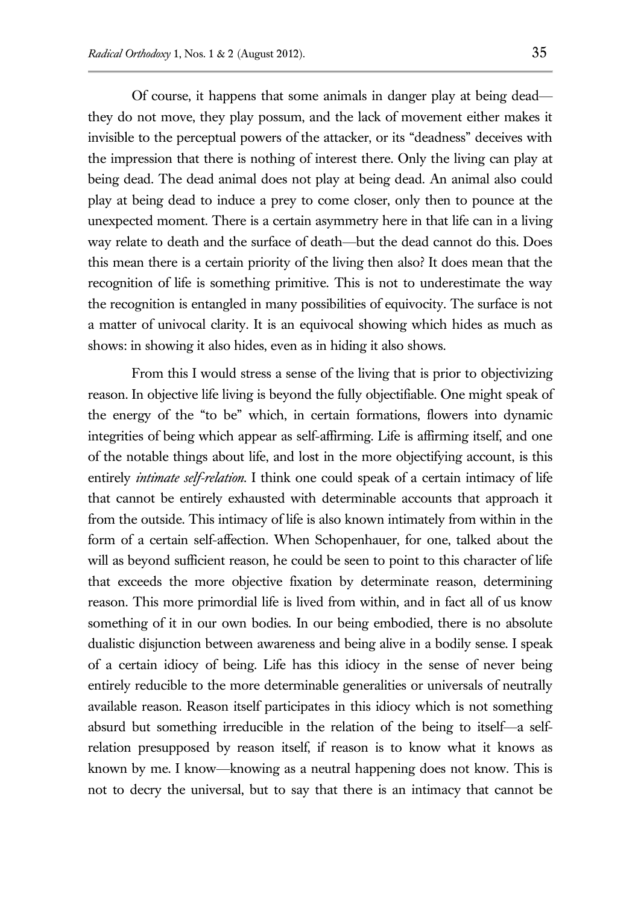Of course, it happens that some animals in danger play at being dead—they do not move, they play possum, and the lack of movement either makes it invisible to the perceptual powers of the attacker, or its "deadness" deceives with the impression that there is nothing of interest there. Only the living can play at being dead. The dead animal does not play at being dead. An animal also could play at being dead to induce a prey to come closer, only then to pounce at the unexpected moment. There is a certain asymmetry here in that life can in a living way relate to death and the surface of death—but the dead cannot do this. Does this mean there is a certain priority of the living then also? It does mean that the recognition of life is something primitive. This is not to underestimate the way the recognition is entangled in many possibilities of equivocity. The surface is not a matter of univocal clarity. It is an equivocal showing which hides as much as shows: in showing it also hides, even as in hiding it also shows.

From this I would stress a sense of the living that is prior to objectivizing reason. In objective life living is beyond the fully objectifiable. One might speak of the energy of the "to be" which, in certain formations, flowers into dynamic integrities of being which appear as self-affirming. Life is affirming itself, and one of the notable things about life, and lost in the more objectifying account, is this entirely *intimate self-relation*. I think one could speak of a certain intimacy of life that cannot be entirely exhausted with determinable accounts that approach it from the outside. This intimacy of life is also known intimately from within in the form of a certain self-affection. When Schopenhauer, for one, talked about the will as beyond sufficient reason, he could be seen to point to this character of life that exceeds the more objective fixation by determinate reason, determining reason. This more primordial life is lived from within, and in fact all of us know something of it in our own bodies. In our being embodied, there is no absolute dualistic disjunction between awareness and being alive in a bodily sense. I speak of a certain idiocy of being. Life has this idiocy in the sense of never being entirely reducible to the more determinable generalities or universals of neutrally available reason. Reason itself participates in this idiocy which is not something absurd but something irreducible in the relation of the being to itself—a self-relation presupposed by reason itself, if reason is to know what it knows as known by me. I know—knowing as a neutral happening does not know. This is not to decry the universal, but to say that there is an intimacy that cannot be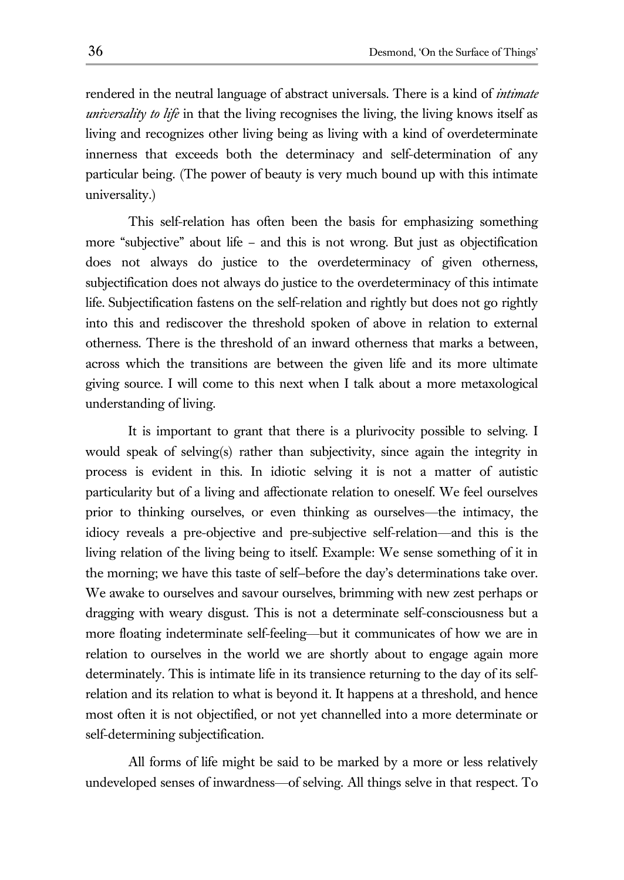rendered in the neutral language of abstract universals. There is a kind of *intimate universality to life* in that the living recognises the living, the living knows itself as living and recognizes other living being as living with a kind of overdeterminate innerness that exceeds both the determinacy and self-determination of any particular being. (The power of beauty is very much bound up with this intimate universality.)

This self-relation has often been the basis for emphasizing something more "subjective" about life – and this is not wrong. But just as objectification does not always do justice to the overdeterminacy of given otherness, subjectification does not always do justice to the overdeterminacy of this intimate life. Subjectification fastens on the self-relation and rightly but does not go rightly into this and rediscover the threshold spoken of above in relation to external otherness. There is the threshold of an inward otherness that marks a between, across which the transitions are between the given life and its more ultimate giving source. I will come to this next when I talk about a more metaxological understanding of living.

It is important to grant that there is a plurivocity possible to selving. I would speak of selving(s) rather than subjectivity, since again the integrity in process is evident in this. In idiotic selving it is not a matter of autistic particularity but of a living and affectionate relation to oneself. We feel ourselves prior to thinking ourselves, or even thinking as ourselves—the intimacy, the idiocy reveals a pre-objective and pre-subjective self-relation—and this is the living relation of the living being to itself. Example: We sense something of it in the morning; we have this taste of self–before the day's determinations take over. We awake to ourselves and savour ourselves, brimming with new zest perhaps or dragging with weary disgust. This is not a determinate self-consciousness but a more floating indeterminate self-feeling—but it communicates of how we are in relation to ourselves in the world we are shortly about to engage again more determinately. This is intimate life in its transience returning to the day of its self-relation and its relation to what is beyond it. It happens at a threshold, and hence most often it is not objectified, or not yet channelled into a more determinate or self-determining subjectification.

All forms of life might be said to be marked by a more or less relatively undeveloped senses of inwardness—of selving. All things selve in that respect. To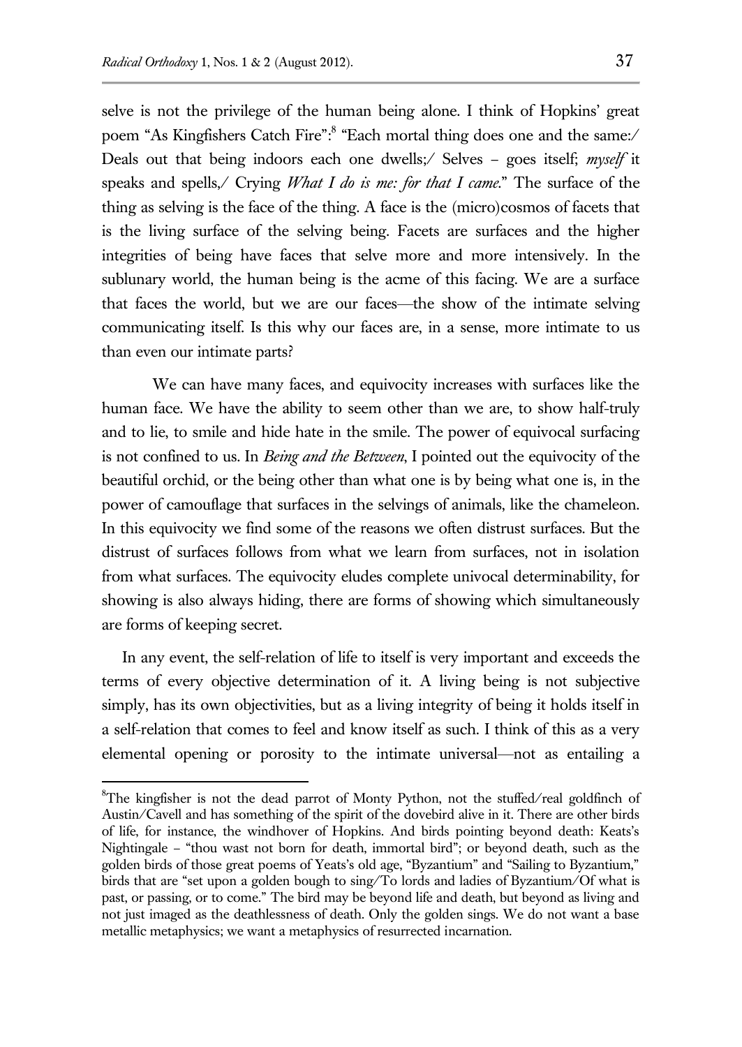selve is not the privilege of the human being alone. I think of Hopkins' great poem "As Kingfishers Catch Fire":[8] "Each mortal thing does one and the same:/ Deals out that being indoors each one dwells;/ Selves – goes itself; *myself* it speaks and spells,/ Crying *What I do is me: for that I came*." The surface of the thing as selving is the face of the thing. A face is the (micro)cosmos of facets that is the living surface of the selving being. Facets are surfaces and the higher integrities of being have faces that selve more and more intensively. In the sublunary world, the human being is the acme of this facing. We are a surface that faces the world, but we are our faces—the show of the intimate selving communicating itself. Is this why our faces are, in a sense, more intimate to us than even our intimate parts?

We can have many faces, and equivocity increases with surfaces like the human face. We have the ability to seem other than we are, to show half-truly and to lie, to smile and hide hate in the smile. The power of equivocal surfacing is not confined to us. In *Being and the Between*, I pointed out the equivocity of the beautiful orchid, or the being other than what one is by being what one is, in the power of camouflage that surfaces in the selvings of animals, like the chameleon. In this equivocity we find some of the reasons we often distrust surfaces. But the distrust of surfaces follows from what we learn from surfaces, not in isolation from what surfaces. The equivocity eludes complete univocal determinability, for showing is also always hiding, there are forms of showing which simultaneously are forms of keeping secret.

In any event, the self-relation of life to itself is very important and exceeds the terms of every objective determination of it. A living being is not subjective simply, has its own objectivities, but as a living integrity of being it holds itself in a self-relation that comes to feel and know itself as such. I think of this as a very elemental opening or porosity to the intimate universal—not as entailing a

---

[8] The kingfisher is not the dead parrot of Monty Python, not the stuffed/real goldfinch of Austin/Cavell and has something of the spirit of the dovebird alive in it. There are other birds of life, for instance, the windhover of Hopkins. And birds pointing beyond death: Keats's Nightingale – "thou wast not born for death, immortal bird"; or beyond death, such as the golden birds of those great poems of Yeats's old age, "Byzantium" and "Sailing to Byzantium," birds that are "set upon a golden bough to sing/To lords and ladies of Byzantium/Of what is past, or passing, or to come." The bird may be beyond life and death, but beyond as living and not just imaged as the deathlessness of death. Only the golden sings. We do not want a base metallic metaphysics; we want a metaphysics of resurrected incarnation.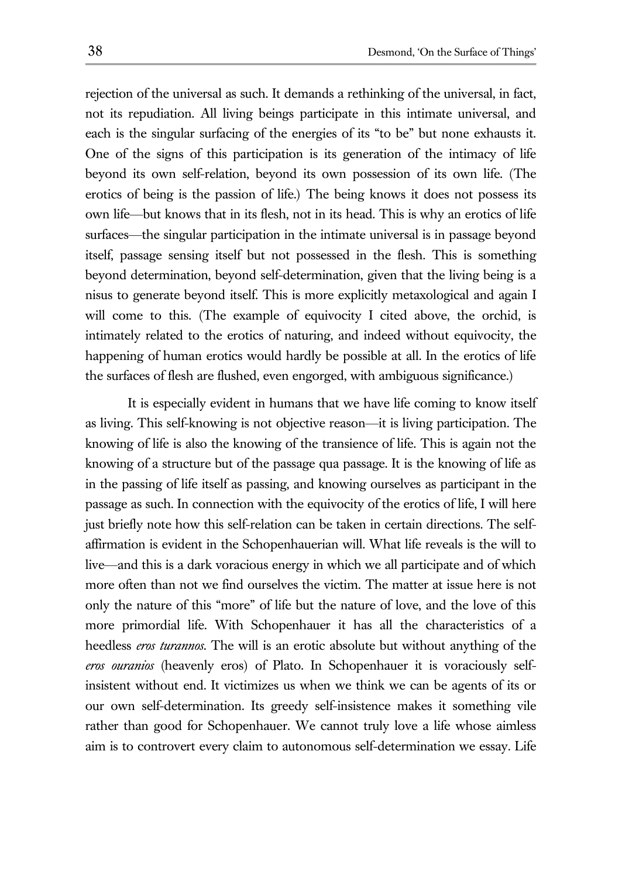rejection of the universal as such. It demands a rethinking of the universal, in fact, not its repudiation. All living beings participate in this intimate universal, and each is the singular surfacing of the energies of its "to be" but none exhausts it. One of the signs of this participation is its generation of the intimacy of life beyond its own self-relation, beyond its own possession of its own life. (The erotics of being is the passion of life.) The being knows it does not possess its own life—but knows that in its flesh, not in its head. This is why an erotics of life surfaces—the singular participation in the intimate universal is in passage beyond itself, passage sensing itself but not possessed in the flesh. This is something beyond determination, beyond self-determination, given that the living being is a nisus to generate beyond itself. This is more explicitly metaxological and again I will come to this. (The example of equivocity I cited above, the orchid, is intimately related to the erotics of naturing, and indeed without equivocity, the happening of human erotics would hardly be possible at all. In the erotics of life the surfaces of flesh are flushed, even engorged, with ambiguous significance.)

It is especially evident in humans that we have life coming to know itself as living. This self-knowing is not objective reason—it is living participation. The knowing of life is also the knowing of the transience of life. This is again not the knowing of a structure but of the passage qua passage. It is the knowing of life as in the passing of life itself as passing, and knowing ourselves as participant in the passage as such. In connection with the equivocity of the erotics of life, I will here just briefly note how this self-relation can be taken in certain directions. The self-affirmation is evident in the Schopenhauerian will. What life reveals is the will to live—and this is a dark voracious energy in which we all participate and of which more often than not we find ourselves the victim. The matter at issue here is not only the nature of this "more" of life but the nature of love, and the love of this more primordial life. With Schopenhauer it has all the characteristics of a heedless *eros turannos*. The will is an erotic absolute but without anything of the *eros ouranios* (heavenly eros) of Plato. In Schopenhauer it is voraciously self-insistent without end. It victimizes us when we think we can be agents of its or our own self-determination. Its greedy self-insistence makes it something vile rather than good for Schopenhauer. We cannot truly love a life whose aimless aim is to controvert every claim to autonomous self-determination we essay. Life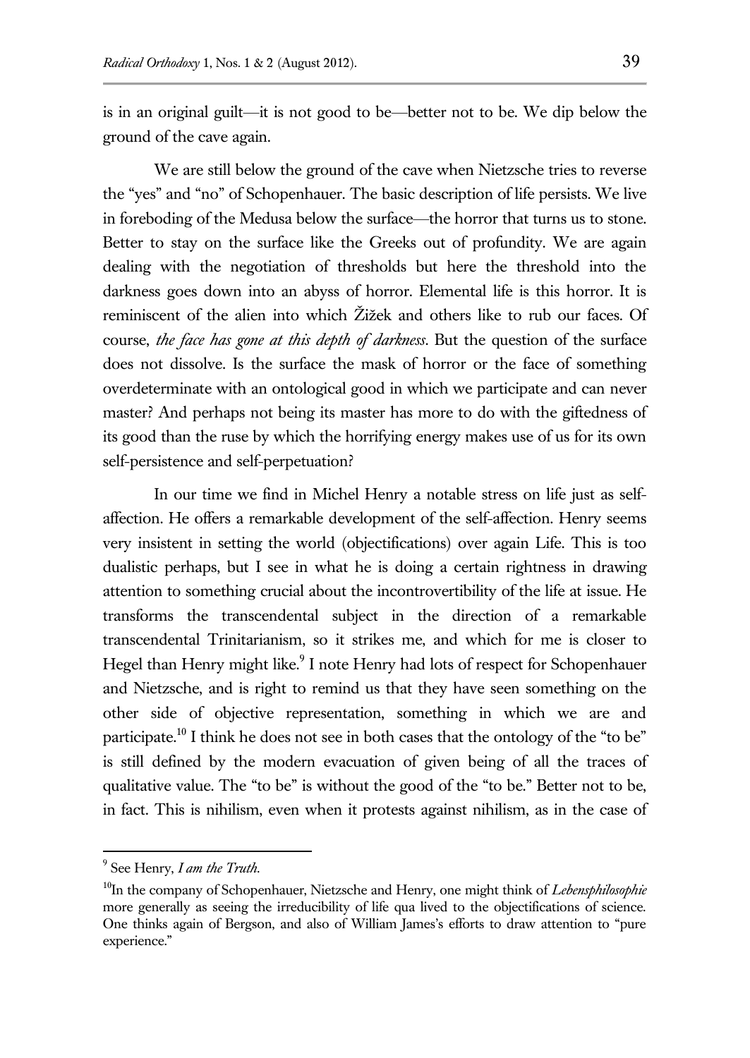is in an original guilt—it is not good to be—better not to be. We dip below the ground of the cave again.

We are still below the ground of the cave when Nietzsche tries to reverse the "yes" and "no" of Schopenhauer. The basic description of life persists. We live in foreboding of the Medusa below the surface—the horror that turns us to stone. Better to stay on the surface like the Greeks out of profundity. We are again dealing with the negotiation of thresholds but here the threshold into the darkness goes down into an abyss of horror. Elemental life is this horror. It is reminiscent of the alien into which Žižek and others like to rub our faces. Of course, *the face has gone at this depth of darkness*. But the question of the surface does not dissolve. Is the surface the mask of horror or the face of something overdeterminate with an ontological good in which we participate and can never master? And perhaps not being its master has more to do with the giftedness of its good than the ruse by which the horrifying energy makes use of us for its own self-persistence and self-perpetuation?

In our time we find in Michel Henry a notable stress on life just as self-affection. He offers a remarkable development of the self-affection. Henry seems very insistent in setting the world (objectifications) over again Life. This is too dualistic perhaps, but I see in what he is doing a certain rightness in drawing attention to something crucial about the incontrovertibility of the life at issue. He transforms the transcendental subject in the direction of a remarkable transcendental Trinitarianism, so it strikes me, and which for me is closer to Hegel than Henry might like.[9] I note Henry had lots of respect for Schopenhauer and Nietzsche, and is right to remind us that they have seen something on the other side of objective representation, something in which we are and participate.[10] I think he does not see in both cases that the ontology of the "to be" is still defined by the modern evacuation of given being of all the traces of qualitative value. The "to be" is without the good of the "to be." Better not to be, in fact. This is nihilism, even when it protests against nihilism, as in the case of

---

[9] See Henry, *I am the Truth.*

[10] In the company of Schopenhauer, Nietzsche and Henry, one might think of *Lebensphilosophie* more generally as seeing the irreducibility of life qua lived to the objectifications of science. One thinks again of Bergson, and also of William James's efforts to draw attention to "pure experience."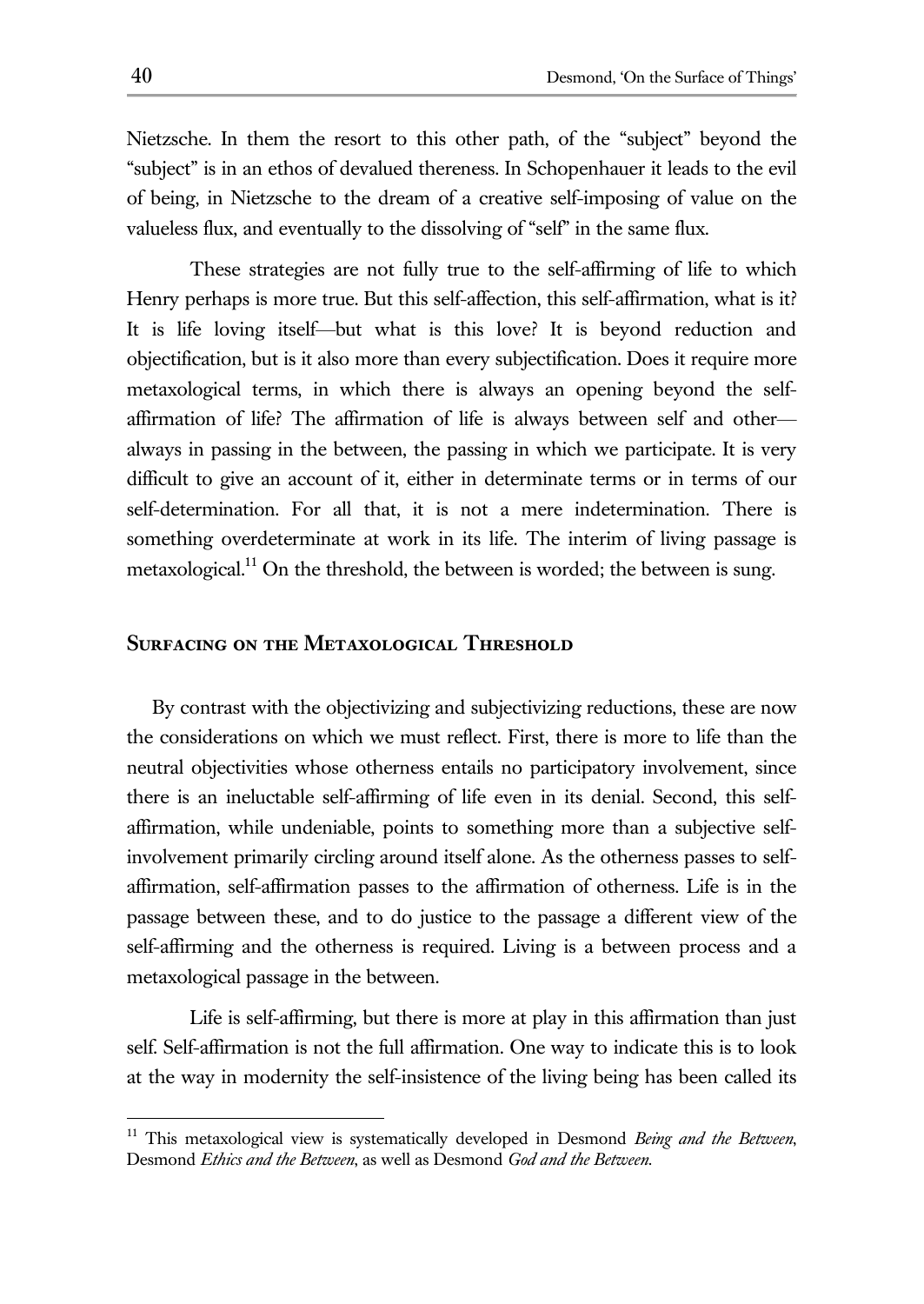Nietzsche. In them the resort to this other path, of the "subject" beyond the "subject" is in an ethos of devalued thereness. In Schopenhauer it leads to the evil of being, in Nietzsche to the dream of a creative self-imposing of value on the valueless flux, and eventually to the dissolving of "self" in the same flux.

These strategies are not fully true to the self-affirming of life to which Henry perhaps is more true. But this self-affection, this self-affirmation, what is it? It is life loving itself—but what is this love? It is beyond reduction and objectification, but is it also more than every subjectification. Does it require more metaxological terms, in which there is always an opening beyond the self-affirmation of life? The affirmation of life is always between self and other—always in passing in the between, the passing in which we participate. It is very difficult to give an account of it, either in determinate terms or in terms of our self-determination. For all that, it is not a mere indetermination. There is something overdeterminate at work in its life. The interim of living passage is metaxological.[11] On the threshold, the between is worded; the between is sung.

## Surfacing on the Metaxological Threshold

By contrast with the objectivizing and subjectivizing reductions, these are now the considerations on which we must reflect. First, there is more to life than the neutral objectivities whose otherness entails no participatory involvement, since there is an ineluctable self-affirming of life even in its denial. Second, this self-affirmation, while undeniable, points to something more than a subjective self-involvement primarily circling around itself alone. As the otherness passes to self-affirmation, self-affirmation passes to the affirmation of otherness. Life is in the passage between these, and to do justice to the passage a different view of the self-affirming and the otherness is required. Living is a between process and a metaxological passage in the between.

Life is self-affirming, but there is more at play in this affirmation than just self. Self-affirmation is not the full affirmation. One way to indicate this is to look at the way in modernity the self-insistence of the living being has been called its

---

[11] This metaxological view is systematically developed in Desmond *Being and the Between*, Desmond *Ethics and the Between*, as well as Desmond *God and the Between*.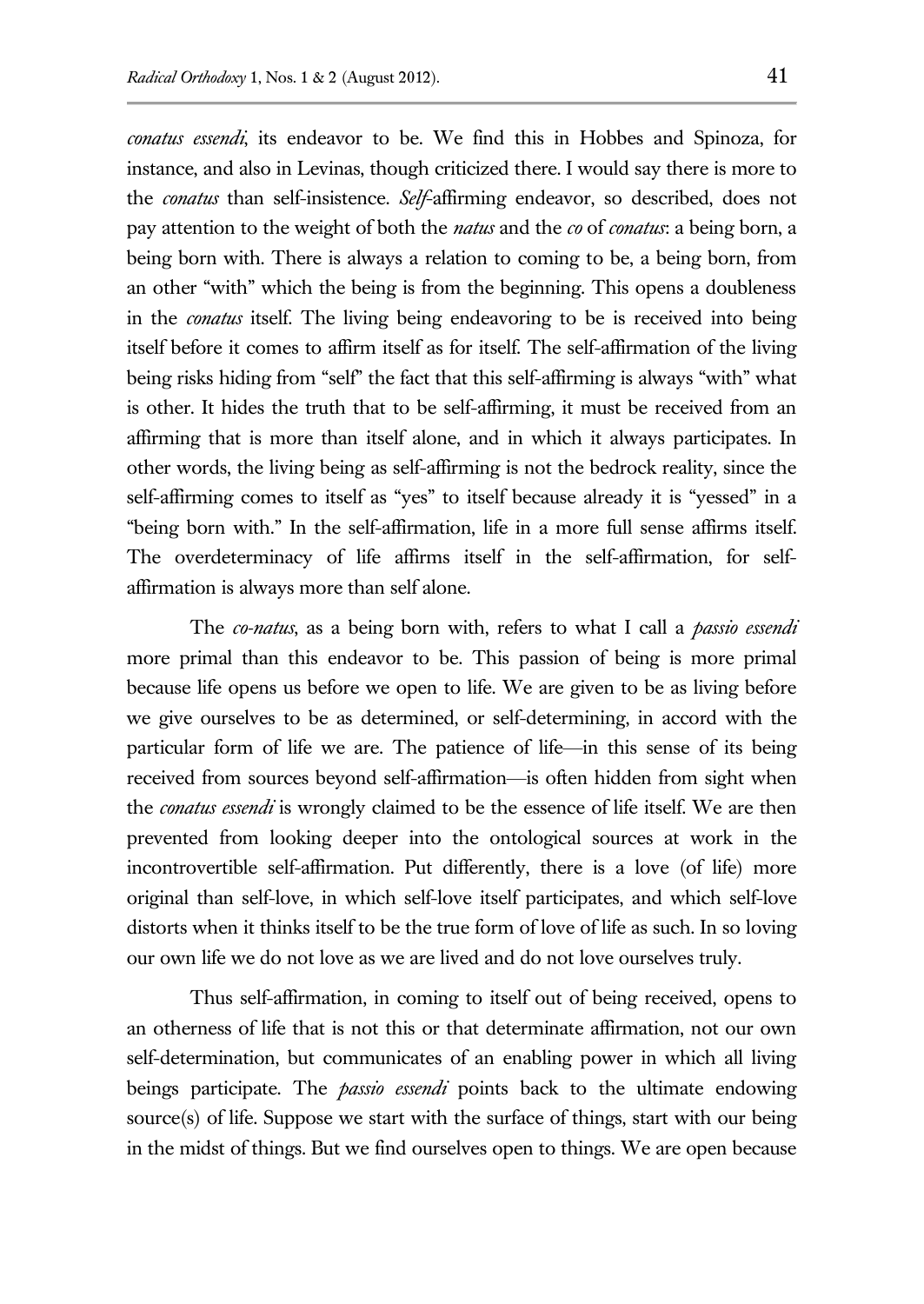*conatus essendi*, its endeavor to be. We find this in Hobbes and Spinoza, for instance, and also in Levinas, though criticized there. I would say there is more to the *conatus* than self-insistence. *Self*-affirming endeavor, so described, does not pay attention to the weight of both the *natus* and the *co* of *conatus*: a being born, a being born with. There is always a relation to coming to be, a being born, from an other "with" which the being is from the beginning. This opens a doubleness in the *conatus* itself. The living being endeavoring to be is received into being itself before it comes to affirm itself as for itself. The self-affirmation of the living being risks hiding from "self" the fact that this self-affirming is always "with" what is other. It hides the truth that to be self-affirming, it must be received from an affirming that is more than itself alone, and in which it always participates. In other words, the living being as self-affirming is not the bedrock reality, since the self-affirming comes to itself as "yes" to itself because already it is "yessed" in a "being born with." In the self-affirmation, life in a more full sense affirms itself. The overdeterminacy of life affirms itself in the self-affirmation, for self-affirmation is always more than self alone.

The *co-natus*, as a being born with, refers to what I call a *passio essendi* more primal than this endeavor to be. This passion of being is more primal because life opens us before we open to life. We are given to be as living before we give ourselves to be as determined, or self-determining, in accord with the particular form of life we are. The patience of life—in this sense of its being received from sources beyond self-affirmation—is often hidden from sight when the *conatus essendi* is wrongly claimed to be the essence of life itself. We are then prevented from looking deeper into the ontological sources at work in the incontrovertible self-affirmation. Put differently, there is a love (of life) more original than self-love, in which self-love itself participates, and which self-love distorts when it thinks itself to be the true form of love of life as such. In so loving our own life we do not love as we are lived and do not love ourselves truly.

Thus self-affirmation, in coming to itself out of being received, opens to an otherness of life that is not this or that determinate affirmation, not our own self-determination, but communicates of an enabling power in which all living beings participate. The *passio essendi* points back to the ultimate endowing source(s) of life. Suppose we start with the surface of things, start with our being in the midst of things. But we find ourselves open to things. We are open because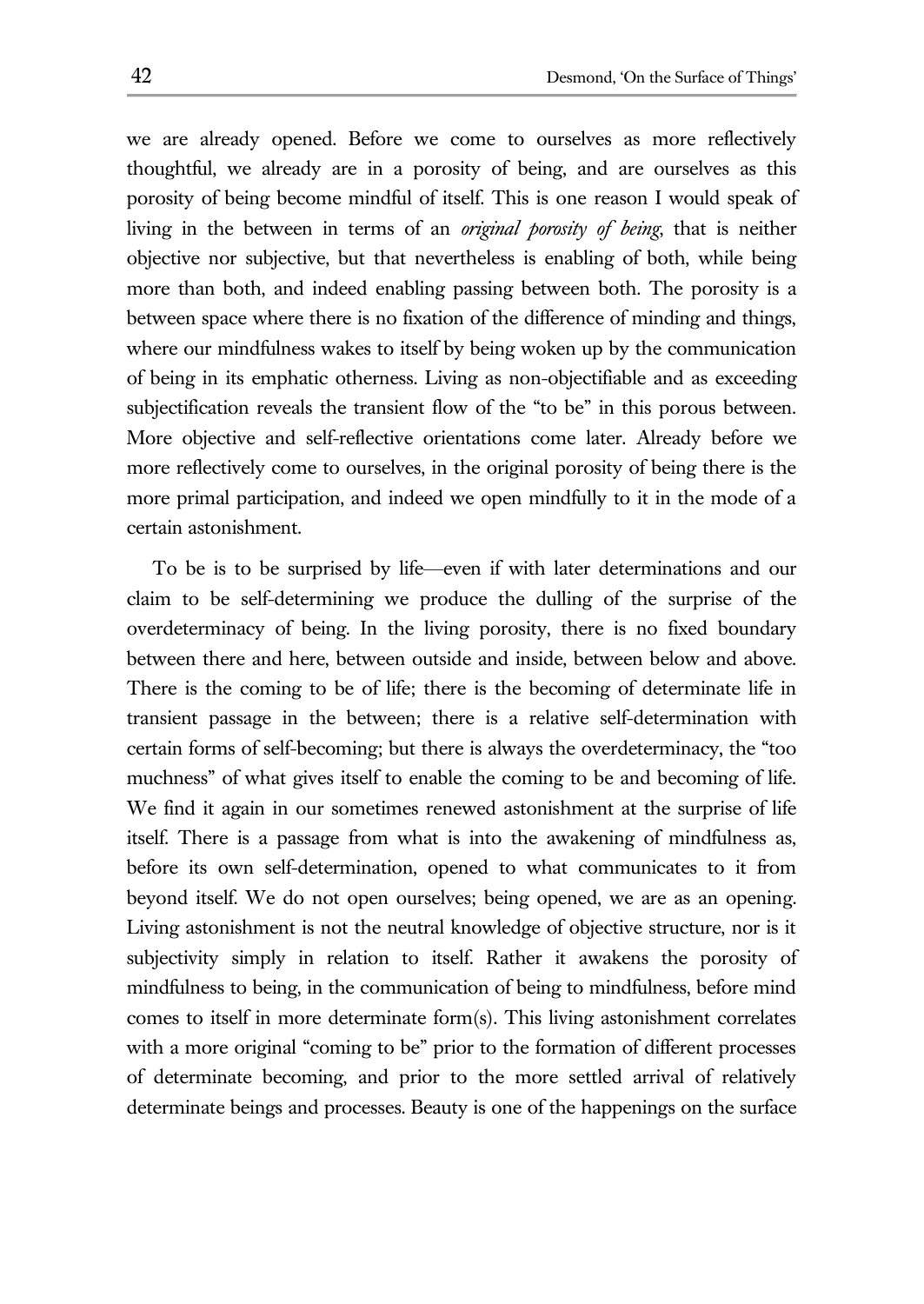we are already opened. Before we come to ourselves as more reflectively thoughtful, we already are in a porosity of being, and are ourselves as this porosity of being become mindful of itself. This is one reason I would speak of living in the between in terms of an *original porosity of being*, that is neither objective nor subjective, but that nevertheless is enabling of both, while being more than both, and indeed enabling passing between both. The porosity is a between space where there is no fixation of the difference of minding and things, where our mindfulness wakes to itself by being woken up by the communication of being in its emphatic otherness. Living as non-objectifiable and as exceeding subjectification reveals the transient flow of the "to be" in this porous between. More objective and self-reflective orientations come later. Already before we more reflectively come to ourselves, in the original porosity of being there is the more primal participation, and indeed we open mindfully to it in the mode of a certain astonishment.

To be is to be surprised by life—even if with later determinations and our claim to be self-determining we produce the dulling of the surprise of the overdeterminacy of being. In the living porosity, there is no fixed boundary between there and here, between outside and inside, between below and above. There is the coming to be of life; there is the becoming of determinate life in transient passage in the between; there is a relative self-determination with certain forms of self-becoming; but there is always the overdeterminacy, the "too muchness" of what gives itself to enable the coming to be and becoming of life. We find it again in our sometimes renewed astonishment at the surprise of life itself. There is a passage from what is into the awakening of mindfulness as, before its own self-determination, opened to what communicates to it from beyond itself. We do not open ourselves; being opened, we are as an opening. Living astonishment is not the neutral knowledge of objective structure, nor is it subjectivity simply in relation to itself. Rather it awakens the porosity of mindfulness to being, in the communication of being to mindfulness, before mind comes to itself in more determinate form(s). This living astonishment correlates with a more original "coming to be" prior to the formation of different processes of determinate becoming, and prior to the more settled arrival of relatively determinate beings and processes. Beauty is one of the happenings on the surface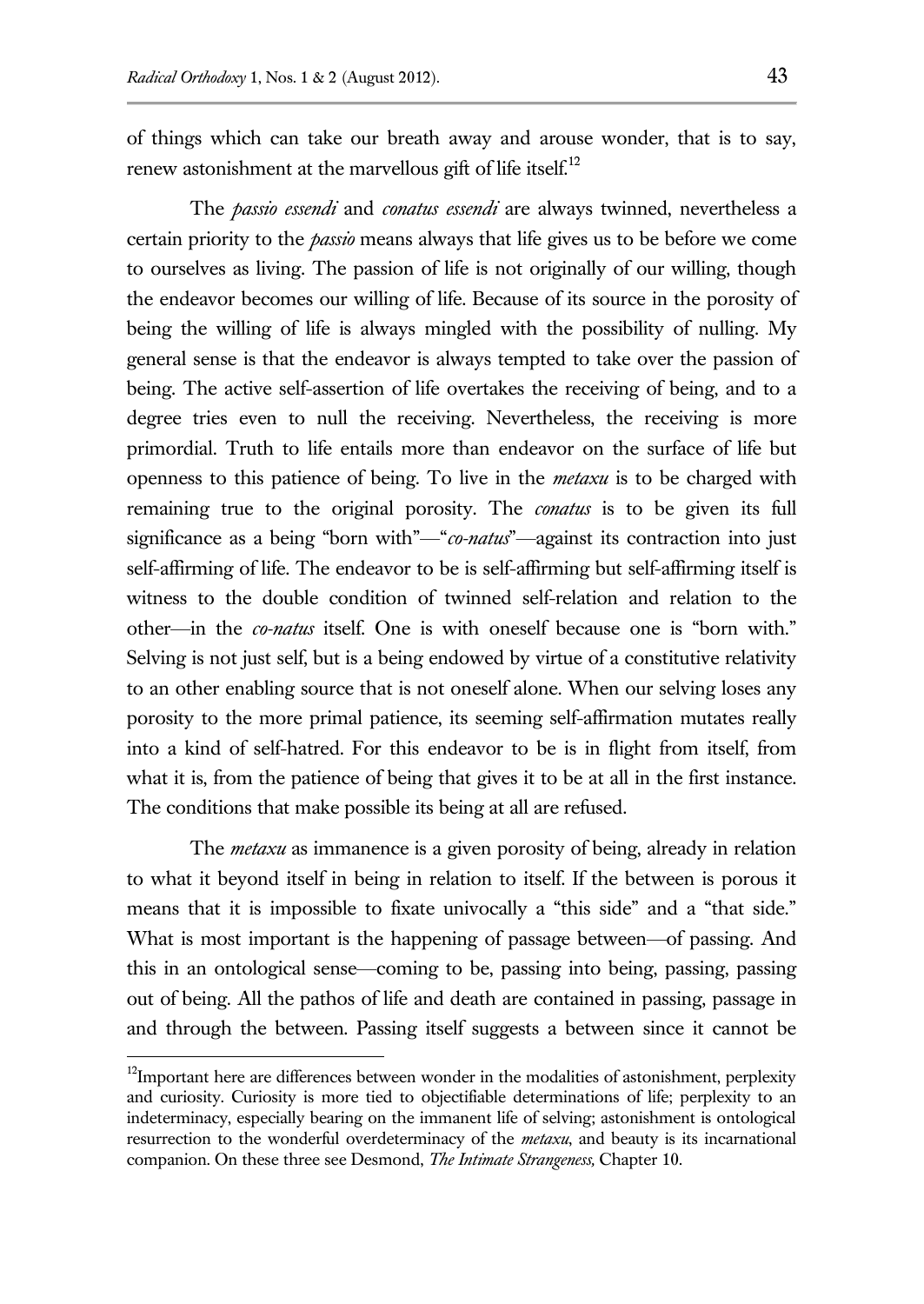of things which can take our breath away and arouse wonder, that is to say, renew astonishment at the marvellous gift of life itself.[12]

The *passio essendi* and *conatus essendi* are always twinned, nevertheless a certain priority to the *passio* means always that life gives us to be before we come to ourselves as living. The passion of life is not originally of our willing, though the endeavor becomes our willing of life. Because of its source in the porosity of being the willing of life is always mingled with the possibility of nulling. My general sense is that the endeavor is always tempted to take over the passion of being. The active self-assertion of life overtakes the receiving of being, and to a degree tries even to null the receiving. Nevertheless, the receiving is more primordial. Truth to life entails more than endeavor on the surface of life but openness to this patience of being. To live in the *metaxu* is to be charged with remaining true to the original porosity. The *conatus* is to be given its full significance as a being "born with"—"*co-natus*"—against its contraction into just self-affirming of life. The endeavor to be is self-affirming but self-affirming itself is witness to the double condition of twinned self-relation and relation to the other—in the *co-natus* itself. One is with oneself because one is "born with." Selving is not just self, but is a being endowed by virtue of a constitutive relativity to an other enabling source that is not oneself alone. When our selving loses any porosity to the more primal patience, its seeming self-affirmation mutates really into a kind of self-hatred. For this endeavor to be is in flight from itself, from what it is, from the patience of being that gives it to be at all in the first instance. The conditions that make possible its being at all are refused.

The *metaxu* as immanence is a given porosity of being, already in relation to what it beyond itself in being in relation to itself. If the between is porous it means that it is impossible to fixate univocally a "this side" and a "that side." What is most important is the happening of passage between—of passing. And this in an ontological sense—coming to be, passing into being, passing, passing out of being. All the pathos of life and death are contained in passing, passage in and through the between. Passing itself suggests a between since it cannot be

[12]Important here are differences between wonder in the modalities of astonishment, perplexity and curiosity. Curiosity is more tied to objectifiable determinations of life; perplexity to an indeterminacy, especially bearing on the immanent life of selving; astonishment is ontological resurrection to the wonderful overdeterminacy of the *metaxu*, and beauty is its incarnational companion. On these three see Desmond, *The Intimate Strangeness,* Chapter 10.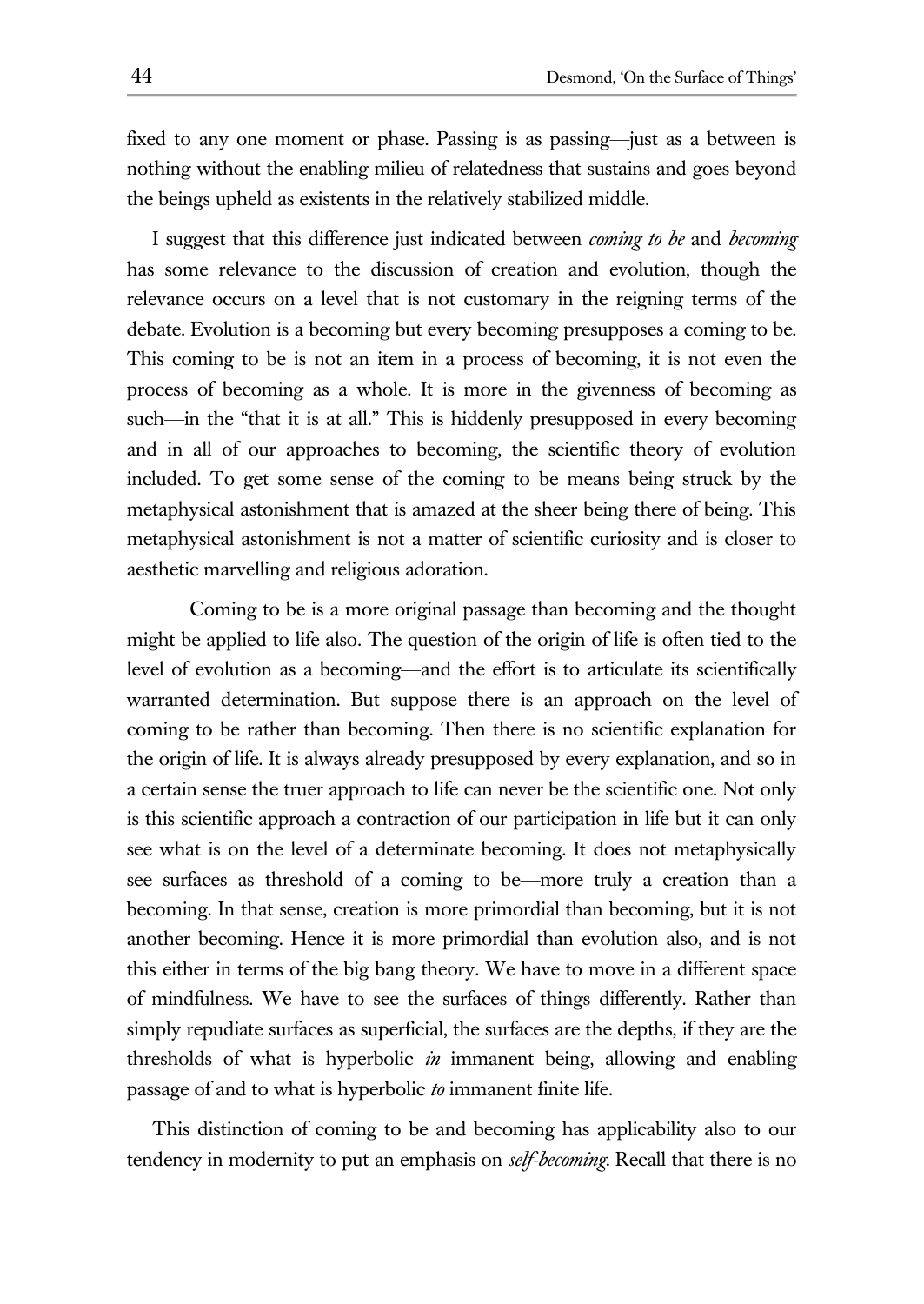fixed to any one moment or phase. Passing is as passing—just as a between is nothing without the enabling milieu of relatedness that sustains and goes beyond the beings upheld as existents in the relatively stabilized middle.

I suggest that this difference just indicated between *coming to be* and *becoming* has some relevance to the discussion of creation and evolution, though the relevance occurs on a level that is not customary in the reigning terms of the debate. Evolution is a becoming but every becoming presupposes a coming to be. This coming to be is not an item in a process of becoming, it is not even the process of becoming as a whole. It is more in the givenness of becoming as such—in the "that it is at all." This is hiddenly presupposed in every becoming and in all of our approaches to becoming, the scientific theory of evolution included. To get some sense of the coming to be means being struck by the metaphysical astonishment that is amazed at the sheer being there of being. This metaphysical astonishment is not a matter of scientific curiosity and is closer to aesthetic marvelling and religious adoration.

Coming to be is a more original passage than becoming and the thought might be applied to life also. The question of the origin of life is often tied to the level of evolution as a becoming—and the effort is to articulate its scientifically warranted determination. But suppose there is an approach on the level of coming to be rather than becoming. Then there is no scientific explanation for the origin of life. It is always already presupposed by every explanation, and so in a certain sense the truer approach to life can never be the scientific one. Not only is this scientific approach a contraction of our participation in life but it can only see what is on the level of a determinate becoming. It does not metaphysically see surfaces as threshold of a coming to be—more truly a creation than a becoming. In that sense, creation is more primordial than becoming, but it is not another becoming. Hence it is more primordial than evolution also, and is not this either in terms of the big bang theory. We have to move in a different space of mindfulness. We have to see the surfaces of things differently. Rather than simply repudiate surfaces as superficial, the surfaces are the depths, if they are the thresholds of what is hyperbolic *in* immanent being, allowing and enabling passage of and to what is hyperbolic *to* immanent finite life.

This distinction of coming to be and becoming has applicability also to our tendency in modernity to put an emphasis on *self-becoming*. Recall that there is no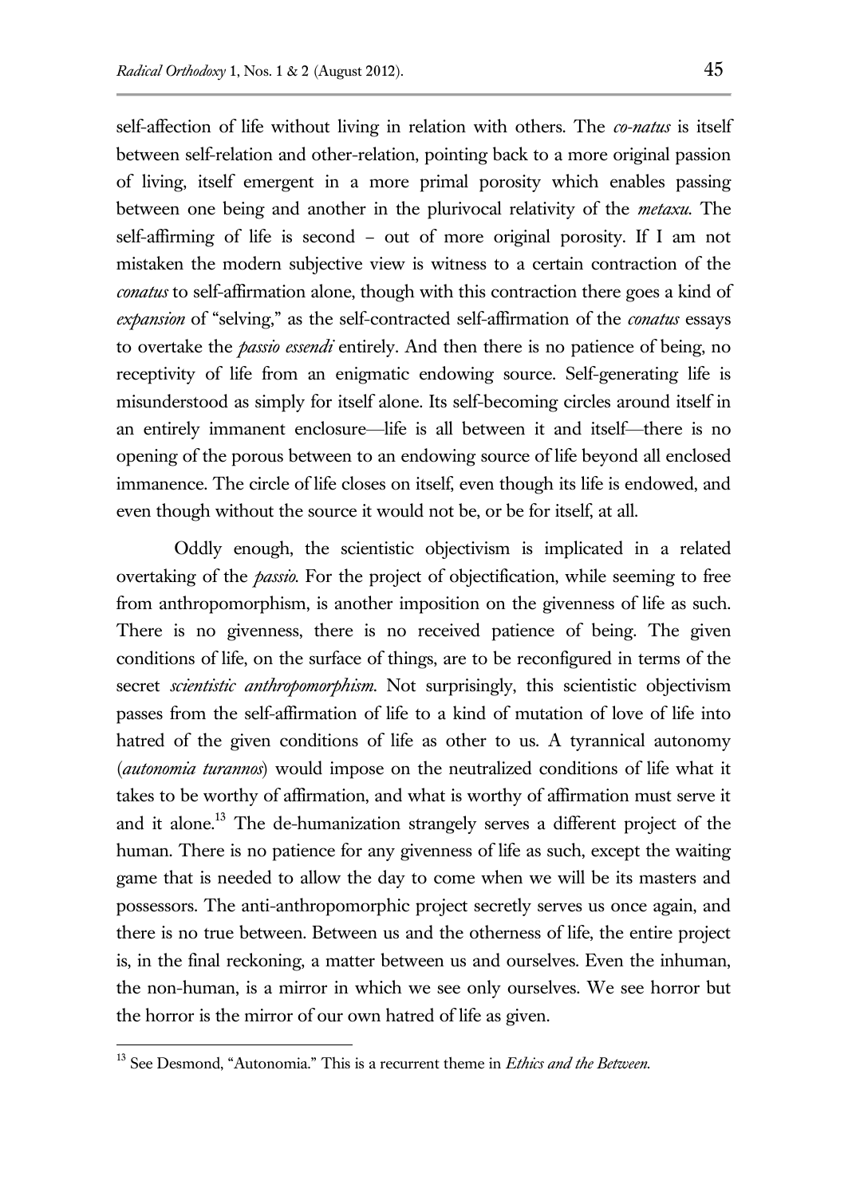self-affection of life without living in relation with others. The *co-natus* is itself between self-relation and other-relation, pointing back to a more original passion of living, itself emergent in a more primal porosity which enables passing between one being and another in the plurivocal relativity of the *metaxu*. The self-affirming of life is second – out of more original porosity. If I am not mistaken the modern subjective view is witness to a certain contraction of the *conatus* to self-affirmation alone, though with this contraction there goes a kind of *expansion* of "selving," as the self-contracted self-affirmation of the *conatus* essays to overtake the *passio essendi* entirely. And then there is no patience of being, no receptivity of life from an enigmatic endowing source. Self-generating life is misunderstood as simply for itself alone. Its self-becoming circles around itself in an entirely immanent enclosure—life is all between it and itself—there is no opening of the porous between to an endowing source of life beyond all enclosed immanence. The circle of life closes on itself, even though its life is endowed, and even though without the source it would not be, or be for itself, at all.

Oddly enough, the scientistic objectivism is implicated in a related overtaking of the *passio*. For the project of objectification, while seeming to free from anthropomorphism, is another imposition on the givenness of life as such. There is no givenness, there is no received patience of being. The given conditions of life, on the surface of things, are to be reconfigured in terms of the secret *scientistic anthropomorphism*. Not surprisingly, this scientistic objectivism passes from the self-affirmation of life to a kind of mutation of love of life into hatred of the given conditions of life as other to us. A tyrannical autonomy (*autonomia turannos*) would impose on the neutralized conditions of life what it takes to be worthy of affirmation, and what is worthy of affirmation must serve it and it alone.[13] The de-humanization strangely serves a different project of the human. There is no patience for any givenness of life as such, except the waiting game that is needed to allow the day to come when we will be its masters and possessors. The anti-anthropomorphic project secretly serves us once again, and there is no true between. Between us and the otherness of life, the entire project is, in the final reckoning, a matter between us and ourselves. Even the inhuman, the non-human, is a mirror in which we see only ourselves. We see horror but the horror is the mirror of our own hatred of life as given.

[13] See Desmond, "Autonomia." This is a recurrent theme in *Ethics and the Between*.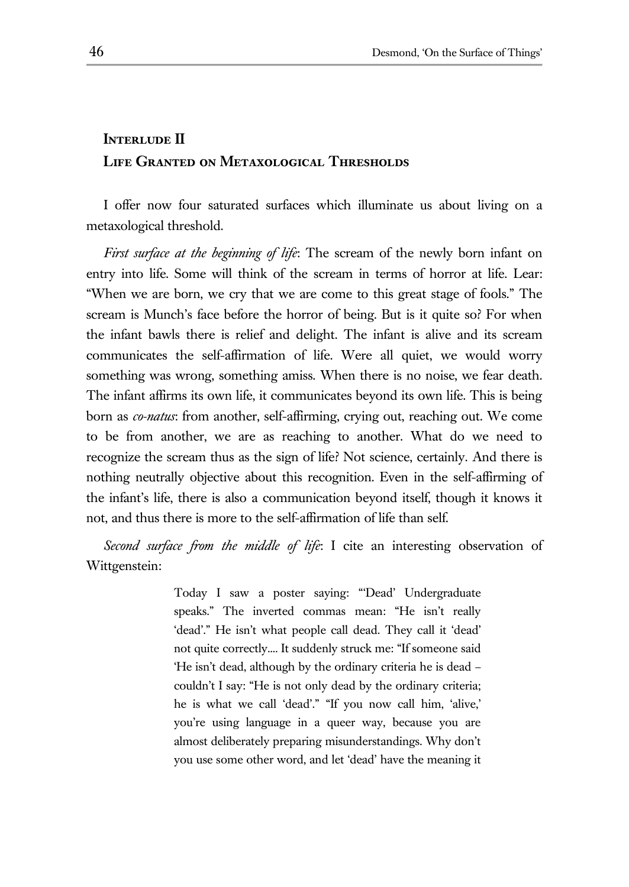## Interlude II
## Life Granted on Metaxological Thresholds

I offer now four saturated surfaces which illuminate us about living on a metaxological threshold.

*First surface at the beginning of life*: The scream of the newly born infant on entry into life. Some will think of the scream in terms of horror at life. Lear: "When we are born, we cry that we are come to this great stage of fools." The scream is Munch's face before the horror of being. But is it quite so? For when the infant bawls there is relief and delight. The infant is alive and its scream communicates the self-affirmation of life. Were all quiet, we would worry something was wrong, something amiss. When there is no noise, we fear death. The infant affirms its own life, it communicates beyond its own life. This is being born as *co-natus*: from another, self-affirming, crying out, reaching out. We come to be from another, we are as reaching to another. What do we need to recognize the scream thus as the sign of life? Not science, certainly. And there is nothing neutrally objective about this recognition. Even in the self-affirming of the infant's life, there is also a communication beyond itself, though it knows it not, and thus there is more to the self-affirmation of life than self.

*Second surface from the middle of life*: I cite an interesting observation of Wittgenstein:

> Today I saw a poster saying: "'Dead' Undergraduate speaks." The inverted commas mean: "He isn't really 'dead'." He isn't what people call dead. They call it 'dead' not quite correctly.... It suddenly struck me: "If someone said 'He isn't dead, although by the ordinary criteria he is dead – couldn't I say: "He is not only dead by the ordinary criteria; he is what we call 'dead'." "If you now call him, 'alive,' you're using language in a queer way, because you are almost deliberately preparing misunderstandings. Why don't you use some other word, and let 'dead' have the meaning it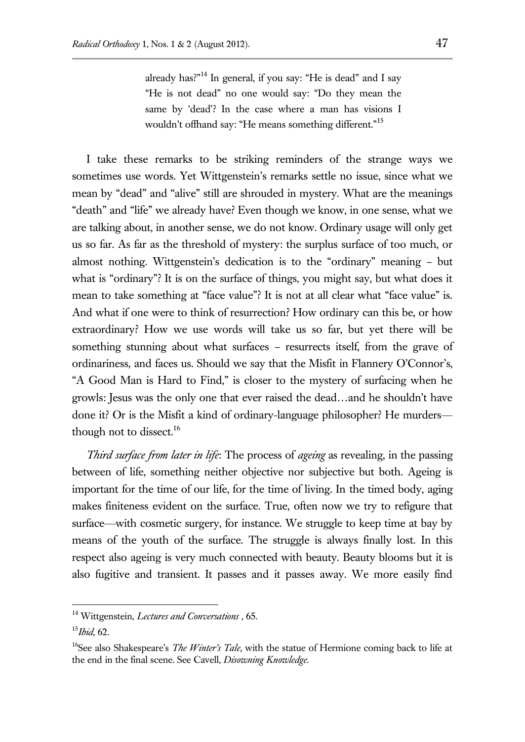> already has?"[14] In general, if you say: "He is dead" and I say "He is not dead" no one would say: "Do they mean the same by 'dead'? In the case where a man has visions I wouldn't offhand say: "He means something different."[15]

I take these remarks to be striking reminders of the strange ways we sometimes use words. Yet Wittgenstein's remarks settle no issue, since what we mean by "dead" and "alive" still are shrouded in mystery. What are the meanings "death" and "life" we already have? Even though we know, in one sense, what we are talking about, in another sense, we do not know. Ordinary usage will only get us so far. As far as the threshold of mystery: the surplus surface of too much, or almost nothing. Wittgenstein's dedication is to the "ordinary" meaning – but what is "ordinary"? It is on the surface of things, you might say, but what does it mean to take something at "face value"? It is not at all clear what "face value" is. And what if one were to think of resurrection? How ordinary can this be, or how extraordinary? How we use words will take us so far, but yet there will be something stunning about what surfaces – resurrects itself, from the grave of ordinariness, and faces us. Should we say that the Misfit in Flannery O'Connor's, "A Good Man is Hard to Find," is closer to the mystery of surfacing when he growls: Jesus was the only one that ever raised the dead…and he shouldn't have done it? Or is the Misfit a kind of ordinary-language philosopher? He murders—though not to dissect.[16]

*Third surface from later in life*: The process of *ageing* as revealing, in the passing between of life, something neither objective nor subjective but both. Ageing is important for the time of our life, for the time of living. In the timed body, aging makes finiteness evident on the surface. True, often now we try to refigure that surface—with cosmetic surgery, for instance. We struggle to keep time at bay by means of the youth of the surface. The struggle is always finally lost. In this respect also ageing is very much connected with beauty. Beauty blooms but it is also fugitive and transient. It passes and it passes away. We more easily find

---

[14] Wittgenstein, *Lectures and Conversations* , 65.

[15] *Ibid,* 62.

[16] See also Shakespeare's *The Winter's Tale*, with the statue of Hermione coming back to life at the end in the final scene. See Cavell, *Disowning Knowledge*.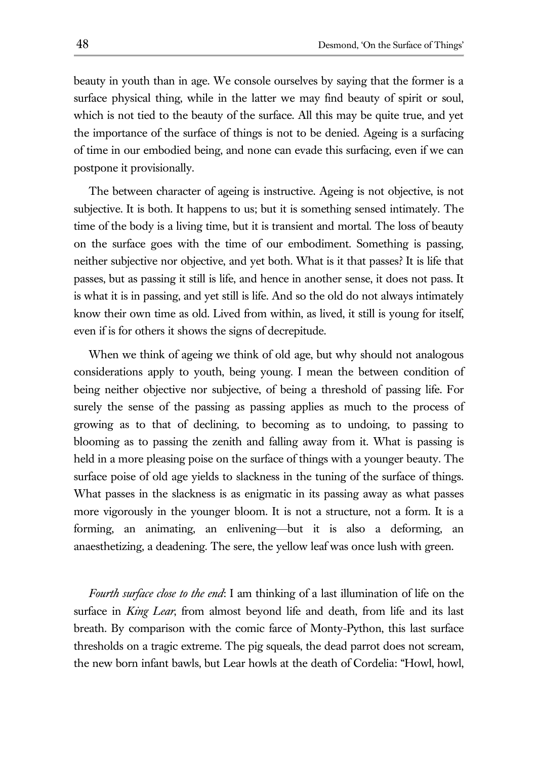beauty in youth than in age. We console ourselves by saying that the former is a surface physical thing, while in the latter we may find beauty of spirit or soul, which is not tied to the beauty of the surface. All this may be quite true, and yet the importance of the surface of things is not to be denied. Ageing is a surfacing of time in our embodied being, and none can evade this surfacing, even if we can postpone it provisionally.

The between character of ageing is instructive. Ageing is not objective, is not subjective. It is both. It happens to us; but it is something sensed intimately. The time of the body is a living time, but it is transient and mortal. The loss of beauty on the surface goes with the time of our embodiment. Something is passing, neither subjective nor objective, and yet both. What is it that passes? It is life that passes, but as passing it still is life, and hence in another sense, it does not pass. It is what it is in passing, and yet still is life. And so the old do not always intimately know their own time as old. Lived from within, as lived, it still is young for itself, even if is for others it shows the signs of decrepitude.

When we think of ageing we think of old age, but why should not analogous considerations apply to youth, being young. I mean the between condition of being neither objective nor subjective, of being a threshold of passing life. For surely the sense of the passing as passing applies as much to the process of growing as to that of declining, to becoming as to undoing, to passing to blooming as to passing the zenith and falling away from it. What is passing is held in a more pleasing poise on the surface of things with a younger beauty. The surface poise of old age yields to slackness in the tuning of the surface of things. What passes in the slackness is as enigmatic in its passing away as what passes more vigorously in the younger bloom. It is not a structure, not a form. It is a forming, an animating, an enlivening—but it is also a deforming, an anaesthetizing, a deadening. The sere, the yellow leaf was once lush with green.

*Fourth surface close to the end*: I am thinking of a last illumination of life on the surface in *King Lear*, from almost beyond life and death, from life and its last breath. By comparison with the comic farce of Monty-Python, this last surface thresholds on a tragic extreme. The pig squeals, the dead parrot does not scream, the new born infant bawls, but Lear howls at the death of Cordelia: "Howl, howl,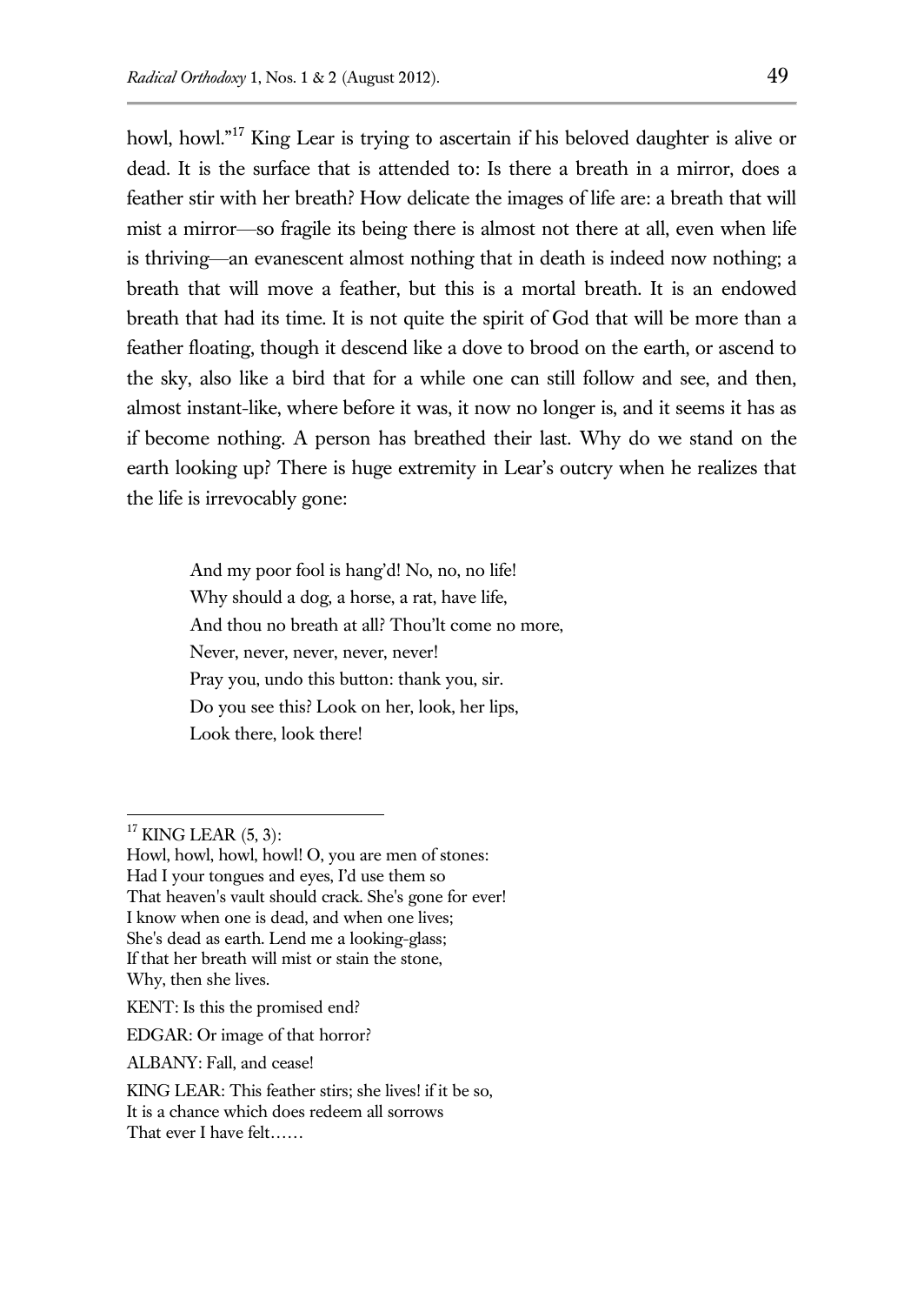howl, howl."[17] King Lear is trying to ascertain if his beloved daughter is alive or dead. It is the surface that is attended to: Is there a breath in a mirror, does a feather stir with her breath? How delicate the images of life are: a breath that will mist a mirror—so fragile its being there is almost not there at all, even when life is thriving—an evanescent almost nothing that in death is indeed now nothing; a breath that will move a feather, but this is a mortal breath. It is an endowed breath that had its time. It is not quite the spirit of God that will be more than a feather floating, though it descend like a dove to brood on the earth, or ascend to the sky, also like a bird that for a while one can still follow and see, and then, almost instant-like, where before it was, it now no longer is, and it seems it has as if become nothing. A person has breathed their last. Why do we stand on the earth looking up? There is huge extremity in Lear's outcry when he realizes that the life is irrevocably gone:

> And my poor fool is hang'd! No, no, no life!
> Why should a dog, a horse, a rat, have life,
> And thou no breath at all? Thou'lt come no more,
> Never, never, never, never, never!
> Pray you, undo this button: thank you, sir.
> Do you see this? Look on her, look, her lips,
> Look there, look there!

---

[17] KING LEAR (5, 3):

Howl, howl, howl, howl! O, you are men of stones:
Had I your tongues and eyes, I'd use them so
That heaven's vault should crack. She's gone for ever!
I know when one is dead, and when one lives;
She's dead as earth. Lend me a looking-glass;
If that her breath will mist or stain the stone,
Why, then she lives.

KENT: Is this the promised end?

EDGAR: Or image of that horror?

ALBANY: Fall, and cease!

KING LEAR: This feather stirs; she lives! if it be so,
It is a chance which does redeem all sorrows
That ever I have felt……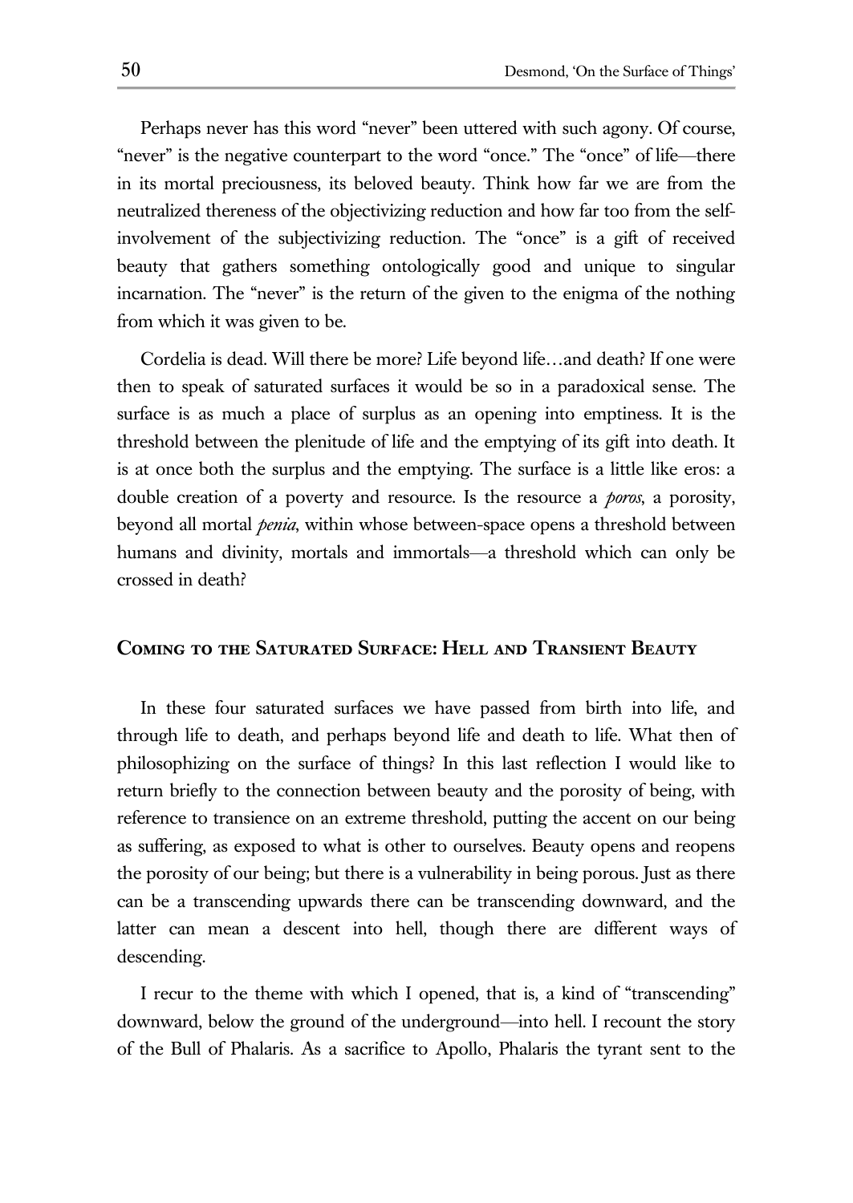Perhaps never has this word "never" been uttered with such agony. Of course, "never" is the negative counterpart to the word "once." The "once" of life—there in its mortal preciousness, its beloved beauty. Think how far we are from the neutralized thereness of the objectivizing reduction and how far too from the self-involvement of the subjectivizing reduction. The "once" is a gift of received beauty that gathers something ontologically good and unique to singular incarnation. The "never" is the return of the given to the enigma of the nothing from which it was given to be.

Cordelia is dead. Will there be more? Life beyond life…and death? If one were then to speak of saturated surfaces it would be so in a paradoxical sense. The surface is as much a place of surplus as an opening into emptiness. It is the threshold between the plenitude of life and the emptying of its gift into death. It is at once both the surplus and the emptying. The surface is a little like eros: a double creation of a poverty and resource. Is the resource a *poros*, a porosity, beyond all mortal *penia*, within whose between-space opens a threshold between humans and divinity, mortals and immortals—a threshold which can only be crossed in death?

## Coming to the Saturated Surface: Hell and Transient Beauty

In these four saturated surfaces we have passed from birth into life, and through life to death, and perhaps beyond life and death to life. What then of philosophizing on the surface of things? In this last reflection I would like to return briefly to the connection between beauty and the porosity of being, with reference to transience on an extreme threshold, putting the accent on our being as suffering, as exposed to what is other to ourselves. Beauty opens and reopens the porosity of our being; but there is a vulnerability in being porous. Just as there can be a transcending upwards there can be transcending downward, and the latter can mean a descent into hell, though there are different ways of descending.

I recur to the theme with which I opened, that is, a kind of "transcending" downward, below the ground of the underground—into hell. I recount the story of the Bull of Phalaris. As a sacrifice to Apollo, Phalaris the tyrant sent to the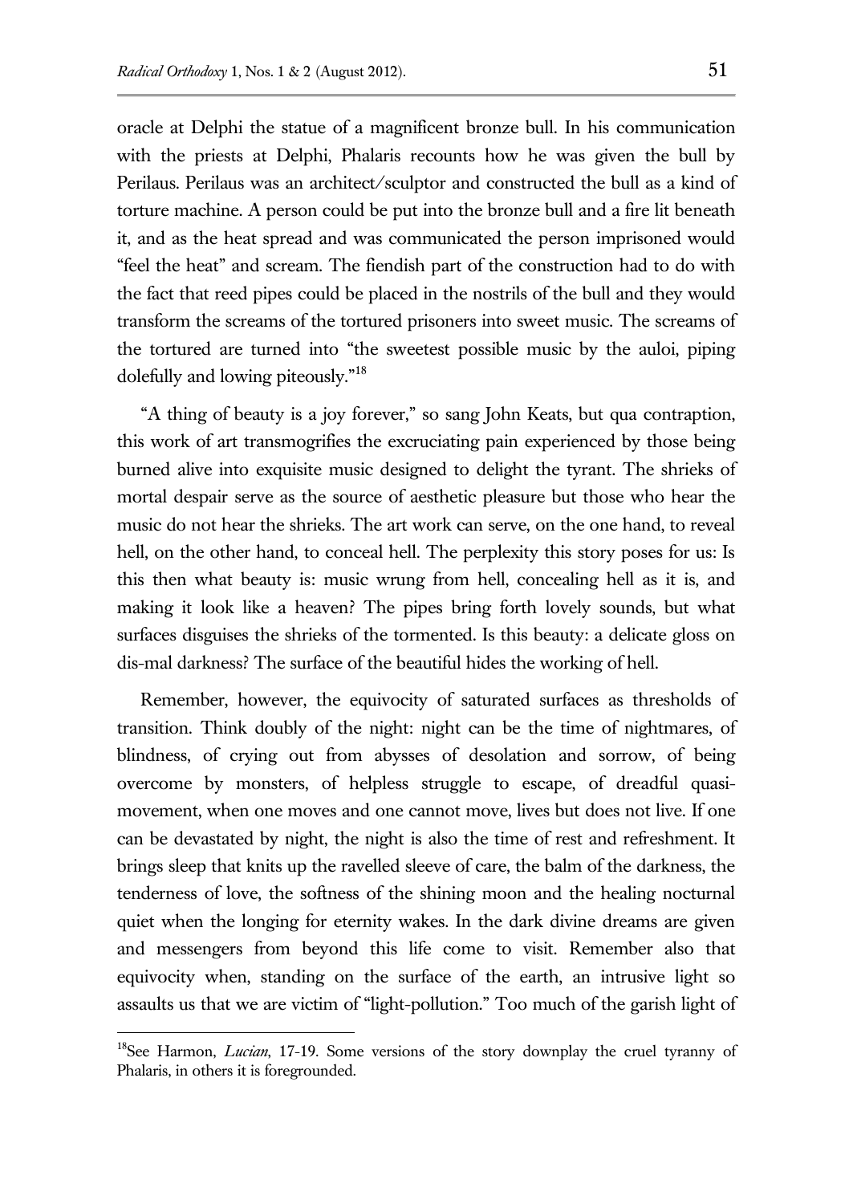oracle at Delphi the statue of a magnificent bronze bull. In his communication with the priests at Delphi, Phalaris recounts how he was given the bull by Perilaus. Perilaus was an architect/sculptor and constructed the bull as a kind of torture machine. A person could be put into the bronze bull and a fire lit beneath it, and as the heat spread and was communicated the person imprisoned would "feel the heat" and scream. The fiendish part of the construction had to do with the fact that reed pipes could be placed in the nostrils of the bull and they would transform the screams of the tortured prisoners into sweet music. The screams of the tortured are turned into "the sweetest possible music by the auloi, piping dolefully and lowing piteously."[18]

"A thing of beauty is a joy forever," so sang John Keats, but qua contraption, this work of art transmogrifies the excruciating pain experienced by those being burned alive into exquisite music designed to delight the tyrant. The shrieks of mortal despair serve as the source of aesthetic pleasure but those who hear the music do not hear the shrieks. The art work can serve, on the one hand, to reveal hell, on the other hand, to conceal hell. The perplexity this story poses for us: Is this then what beauty is: music wrung from hell, concealing hell as it is, and making it look like a heaven? The pipes bring forth lovely sounds, but what surfaces disguises the shrieks of the tormented. Is this beauty: a delicate gloss on dis-mal darkness? The surface of the beautiful hides the working of hell.

Remember, however, the equivocity of saturated surfaces as thresholds of transition. Think doubly of the night: night can be the time of nightmares, of blindness, of crying out from abysses of desolation and sorrow, of being overcome by monsters, of helpless struggle to escape, of dreadful quasi-movement, when one moves and one cannot move, lives but does not live. If one can be devastated by night, the night is also the time of rest and refreshment. It brings sleep that knits up the ravelled sleeve of care, the balm of the darkness, the tenderness of love, the softness of the shining moon and the healing nocturnal quiet when the longing for eternity wakes. In the dark divine dreams are given and messengers from beyond this life come to visit. Remember also that equivocity when, standing on the surface of the earth, an intrusive light so assaults us that we are victim of "light-pollution." Too much of the garish light of

---

[18]See Harmon, *Lucian*, 17-19. Some versions of the story downplay the cruel tyranny of Phalaris, in others it is foregrounded.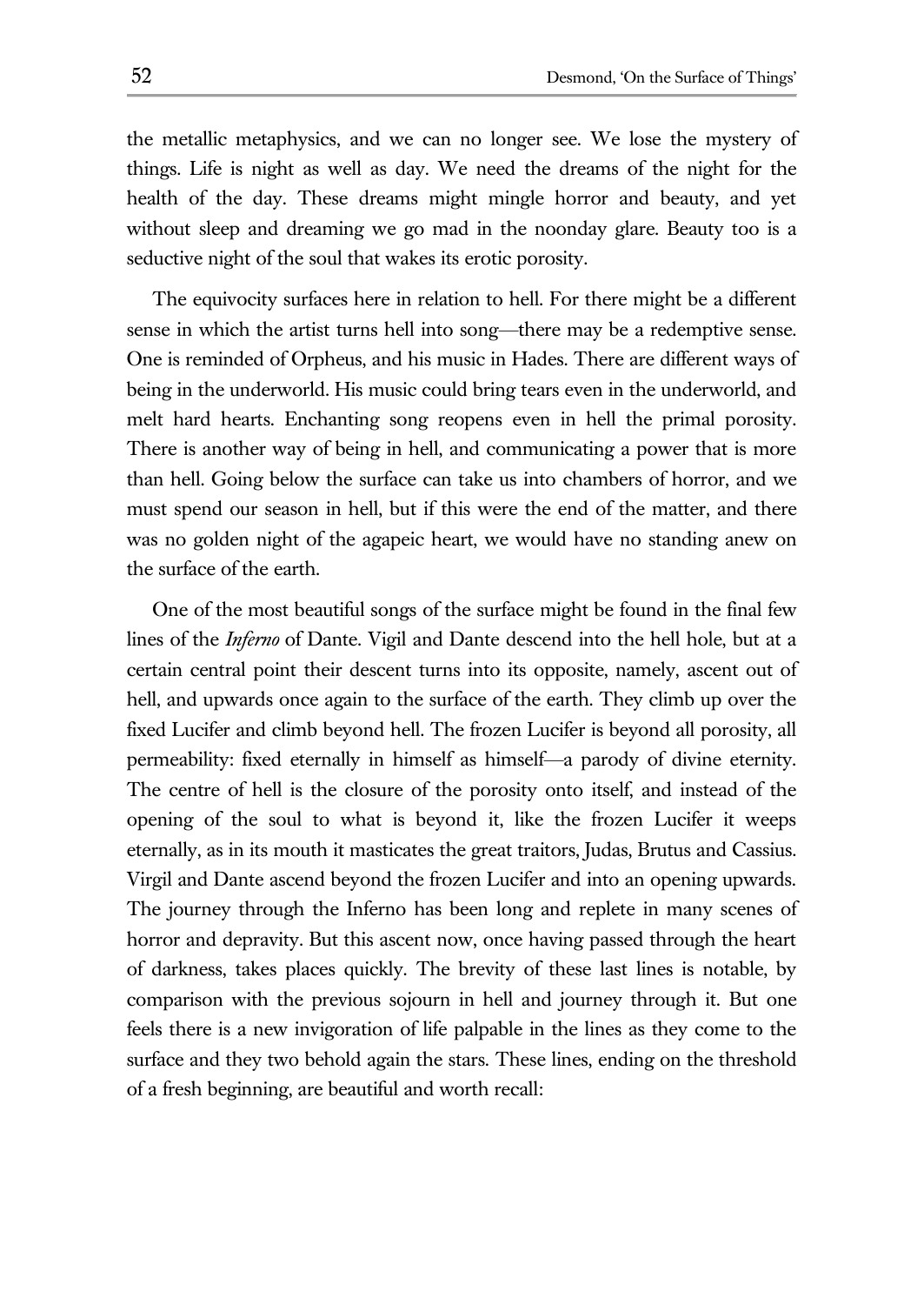the metallic metaphysics, and we can no longer see. We lose the mystery of things. Life is night as well as day. We need the dreams of the night for the health of the day. These dreams might mingle horror and beauty, and yet without sleep and dreaming we go mad in the noonday glare. Beauty too is a seductive night of the soul that wakes its erotic porosity.

The equivocity surfaces here in relation to hell. For there might be a different sense in which the artist turns hell into song—there may be a redemptive sense. One is reminded of Orpheus, and his music in Hades. There are different ways of being in the underworld. His music could bring tears even in the underworld, and melt hard hearts. Enchanting song reopens even in hell the primal porosity. There is another way of being in hell, and communicating a power that is more than hell. Going below the surface can take us into chambers of horror, and we must spend our season in hell, but if this were the end of the matter, and there was no golden night of the agapeic heart, we would have no standing anew on the surface of the earth.

One of the most beautiful songs of the surface might be found in the final few lines of the *Inferno* of Dante. Vigil and Dante descend into the hell hole, but at a certain central point their descent turns into its opposite, namely, ascent out of hell, and upwards once again to the surface of the earth. They climb up over the fixed Lucifer and climb beyond hell. The frozen Lucifer is beyond all porosity, all permeability: fixed eternally in himself as himself—a parody of divine eternity. The centre of hell is the closure of the porosity onto itself, and instead of the opening of the soul to what is beyond it, like the frozen Lucifer it weeps eternally, as in its mouth it masticates the great traitors, Judas, Brutus and Cassius. Virgil and Dante ascend beyond the frozen Lucifer and into an opening upwards. The journey through the Inferno has been long and replete in many scenes of horror and depravity. But this ascent now, once having passed through the heart of darkness, takes places quickly. The brevity of these last lines is notable, by comparison with the previous sojourn in hell and journey through it. But one feels there is a new invigoration of life palpable in the lines as they come to the surface and they two behold again the stars. These lines, ending on the threshold of a fresh beginning, are beautiful and worth recall: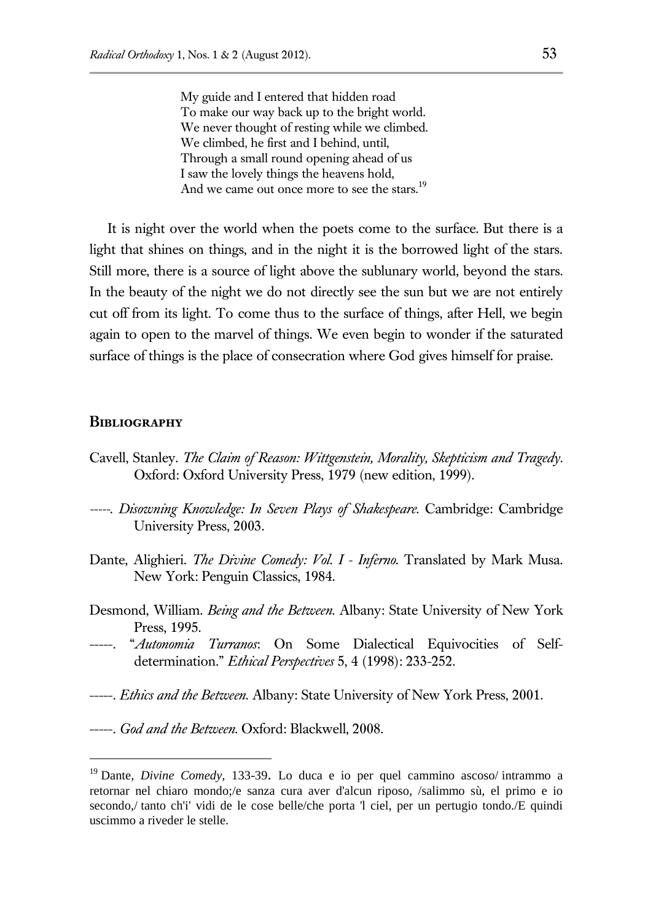> My guide and I entered that hidden road
> To make our way back up to the bright world.
> We never thought of resting while we climbed.
> We climbed, he first and I behind, until,
> Through a small round opening ahead of us
> I saw the lovely things the heavens hold,
> And we came out once more to see the stars.[19]

It is night over the world when the poets come to the surface. But there is a light that shines on things, and in the night it is the borrowed light of the stars. Still more, there is a source of light above the sublunary world, beyond the stars. In the beauty of the night we do not directly see the sun but we are not entirely cut off from its light. To come thus to the surface of things, after Hell, we begin again to open to the marvel of things. We even begin to wonder if the saturated surface of things is the place of consecration where God gives himself for praise.

## Bibliography

Cavell, Stanley. *The Claim of Reason: Wittgenstein, Morality, Skepticism and Tragedy*. Oxford: Oxford University Press, 1979 (new edition, 1999).

-----. *Disowning Knowledge: In Seven Plays of Shakespeare*. Cambridge: Cambridge University Press, 2003.

Dante, Alighieri. *The Divine Comedy: Vol. I - Inferno*. Translated by Mark Musa. New York: Penguin Classics, 1984.

Desmond, William. *Being and the Between*. Albany: State University of New York Press, 1995.

-----. "*Autonomia Turranos*: On Some Dialectical Equivocities of Self-determination." *Ethical Perspectives* 5, 4 (1998): 233-252.

-----. *Ethics and the Between*. Albany: State University of New York Press, 2001.

-----. *God and the Between*. Oxford: Blackwell, 2008.

---

[19] Dante, *Divine Comedy*, 133-39. Lo duca e io per quel cammino ascoso/ intrammo a retornar nel chiaro mondo;/e sanza cura aver d'alcun riposo, /salimmo sù, el primo e io secondo,/ tanto ch'i' vidi de le cose belle/che porta 'l ciel, per un pertugio tondo./E quindi uscimmo a riveder le stelle.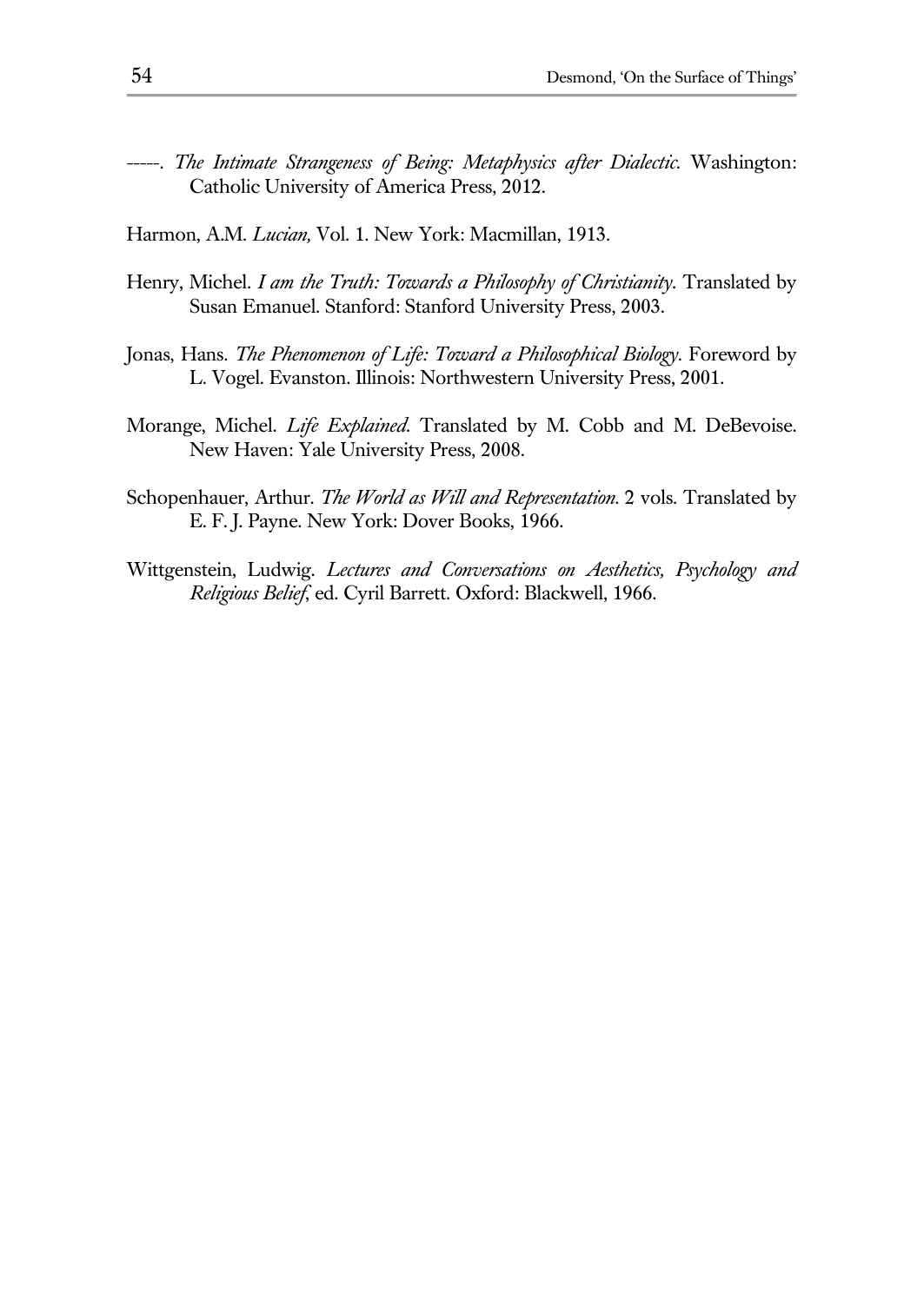-----. *The Intimate Strangeness of Being: Metaphysics after Dialectic*. Washington: Catholic University of America Press, 2012.

Harmon, A.M. *Lucian,* Vol. 1. New York: Macmillan, 1913.

Henry, Michel. *I am the Truth: Towards a Philosophy of Christianity*. Translated by Susan Emanuel. Stanford: Stanford University Press, 2003.

Jonas, Hans. *The Phenomenon of Life: Toward a Philosophical Biology*. Foreword by L. Vogel. Evanston. Illinois: Northwestern University Press, 2001.

Morange, Michel. *Life Explained*. Translated by M. Cobb and M. DeBevoise. New Haven: Yale University Press, 2008.

Schopenhauer, Arthur. *The World as Will and Representation*. 2 vols. Translated by E. F. J. Payne. New York: Dover Books, 1966.

Wittgenstein, Ludwig. *Lectures and Conversations on Aesthetics, Psychology and Religious Belief*, ed. Cyril Barrett. Oxford: Blackwell, 1966.